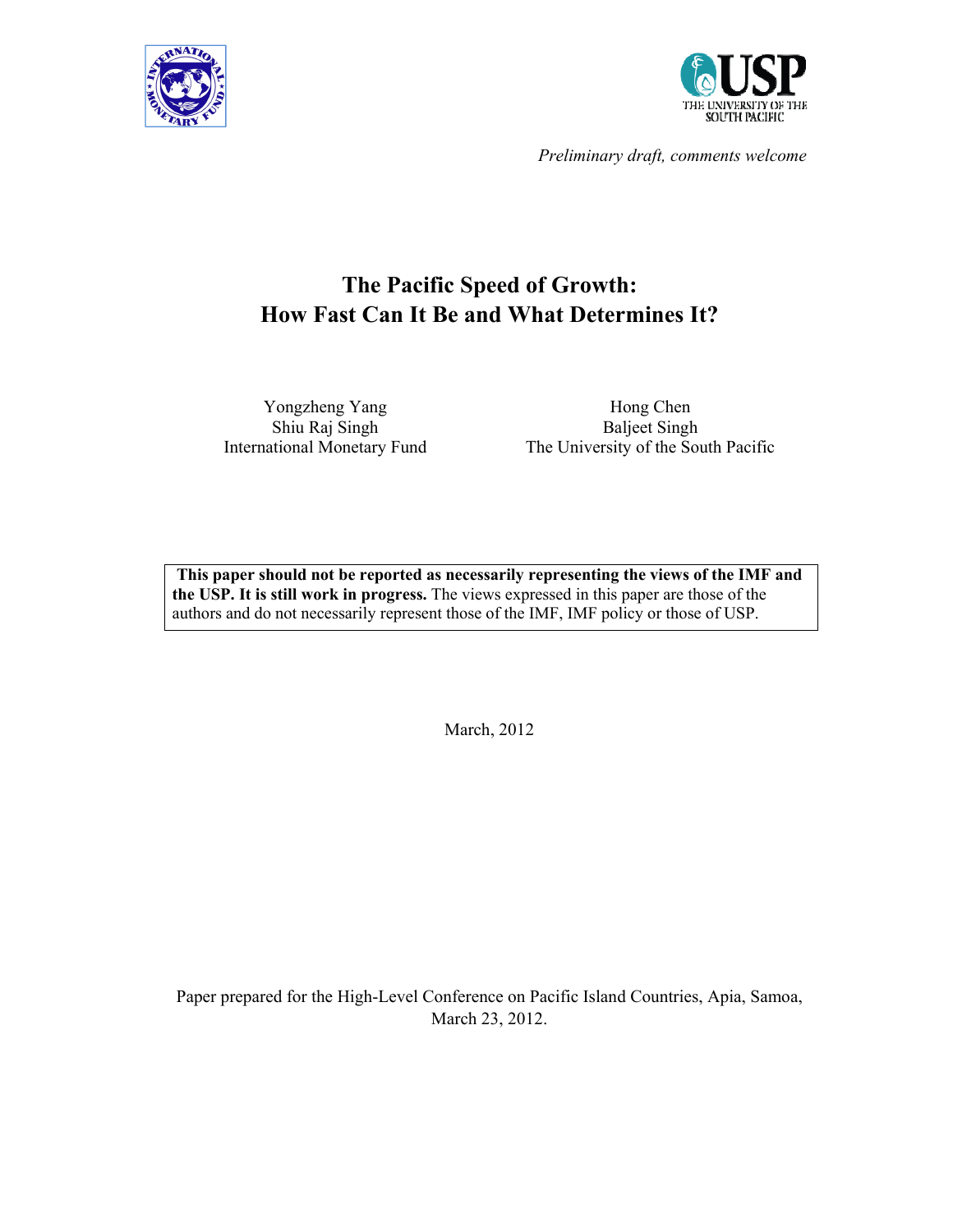*Preliminary draft, comments welcome*

# The Pacific Speed of Growth: How Fast Can It Be and What Determines It?

Yongzheng Yang
Shiu Raj Singh
International Monetary Fund

Hong Chen
Baljeet Singh
The University of the South Pacific

**This paper should not be reported as necessarily representing the views of the IMF and the USP. It is still work in progress.** The views expressed in this paper are those of the authors and do not necessarily represent those of the IMF, IMF policy or those of USP.

March, 2012

Paper prepared for the High-Level Conference on Pacific Island Countries, Apia, Samoa, March 23, 2012.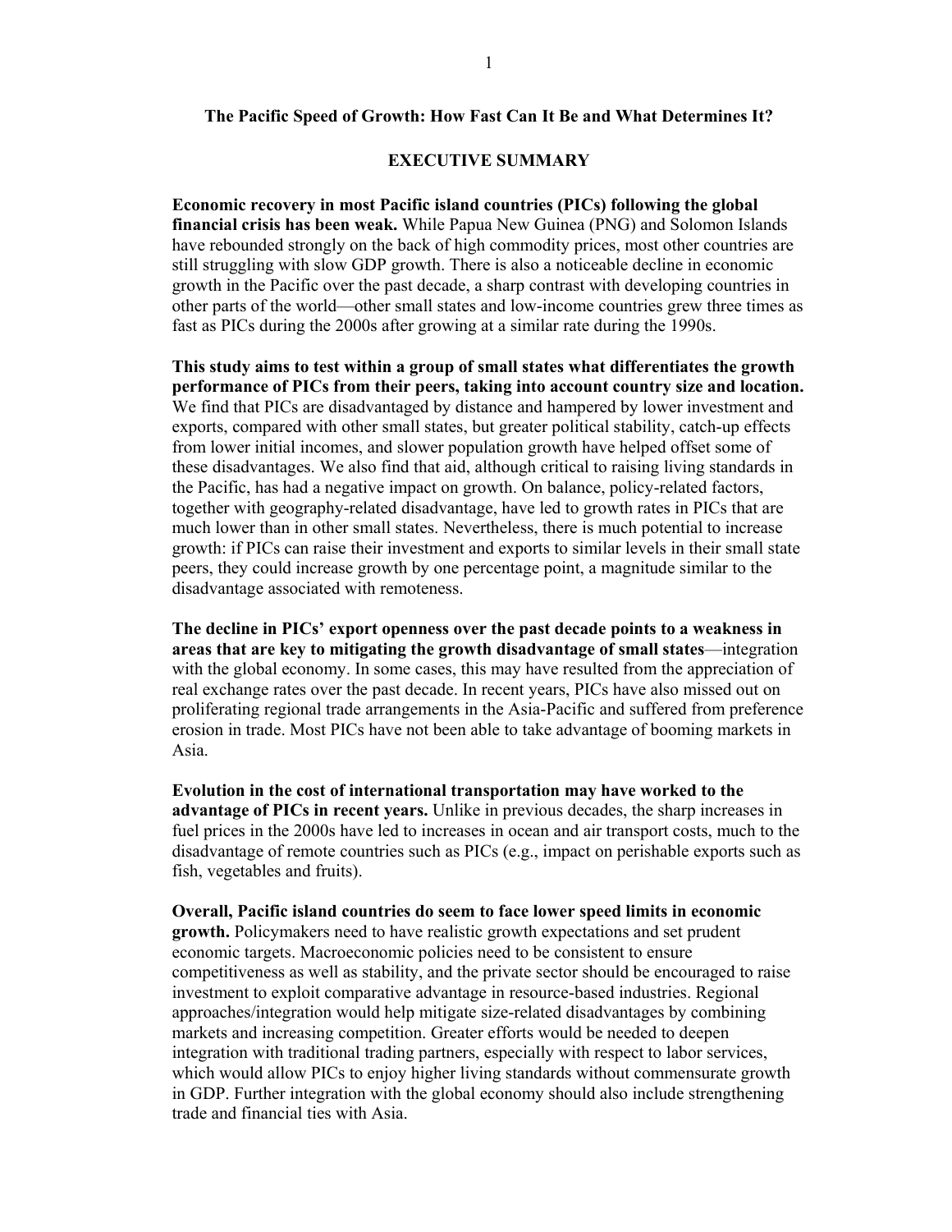# The Pacific Speed of Growth: How Fast Can It Be and What Determines It?

## EXECUTIVE SUMMARY

**Economic recovery in most Pacific island countries (PICs) following the global financial crisis has been weak.** While Papua New Guinea (PNG) and Solomon Islands have rebounded strongly on the back of high commodity prices, most other countries are still struggling with slow GDP growth. There is also a noticeable decline in economic growth in the Pacific over the past decade, a sharp contrast with developing countries in other parts of the world—other small states and low-income countries grew three times as fast as PICs during the 2000s after growing at a similar rate during the 1990s.

**This study aims to test within a group of small states what differentiates the growth performance of PICs from their peers, taking into account country size and location.** We find that PICs are disadvantaged by distance and hampered by lower investment and exports, compared with other small states, but greater political stability, catch-up effects from lower initial incomes, and slower population growth have helped offset some of these disadvantages. We also find that aid, although critical to raising living standards in the Pacific, has had a negative impact on growth. On balance, policy-related factors, together with geography-related disadvantage, have led to growth rates in PICs that are much lower than in other small states. Nevertheless, there is much potential to increase growth: if PICs can raise their investment and exports to similar levels in their small state peers, they could increase growth by one percentage point, a magnitude similar to the disadvantage associated with remoteness.

**The decline in PICs' export openness over the past decade points to a weakness in areas that are key to mitigating the growth disadvantage of small states**—integration with the global economy. In some cases, this may have resulted from the appreciation of real exchange rates over the past decade. In recent years, PICs have also missed out on proliferating regional trade arrangements in the Asia-Pacific and suffered from preference erosion in trade. Most PICs have not been able to take advantage of booming markets in Asia.

**Evolution in the cost of international transportation may have worked to the advantage of PICs in recent years.** Unlike in previous decades, the sharp increases in fuel prices in the 2000s have led to increases in ocean and air transport costs, much to the disadvantage of remote countries such as PICs (e.g., impact on perishable exports such as fish, vegetables and fruits).

**Overall, Pacific island countries do seem to face lower speed limits in economic growth.** Policymakers need to have realistic growth expectations and set prudent economic targets. Macroeconomic policies need to be consistent to ensure competitiveness as well as stability, and the private sector should be encouraged to raise investment to exploit comparative advantage in resource-based industries. Regional approaches/integration would help mitigate size-related disadvantages by combining markets and increasing competition. Greater efforts would be needed to deepen integration with traditional trading partners, especially with respect to labor services, which would allow PICs to enjoy higher living standards without commensurate growth in GDP. Further integration with the global economy should also include strengthening trade and financial ties with Asia.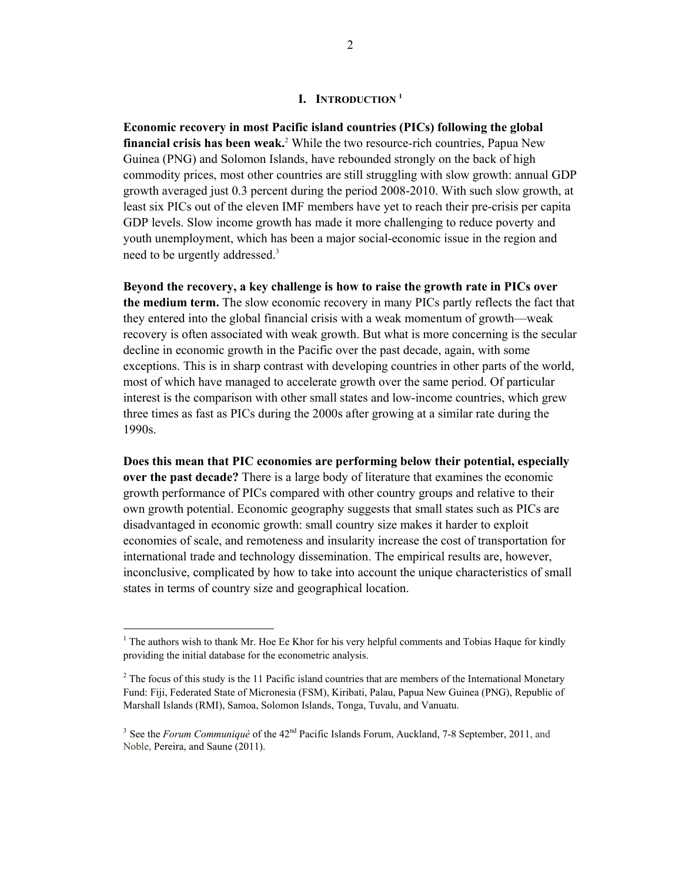# I. INTRODUCTION [1]

**Economic recovery in most Pacific island countries (PICs) following the global financial crisis has been weak.**[2] While the two resource-rich countries, Papua New Guinea (PNG) and Solomon Islands, have rebounded strongly on the back of high commodity prices, most other countries are still struggling with slow growth: annual GDP growth averaged just 0.3 percent during the period 2008-2010. With such slow growth, at least six PICs out of the eleven IMF members have yet to reach their pre-crisis per capita GDP levels. Slow income growth has made it more challenging to reduce poverty and youth unemployment, which has been a major social-economic issue in the region and need to be urgently addressed.[3]

**Beyond the recovery, a key challenge is how to raise the growth rate in PICs over the medium term.** The slow economic recovery in many PICs partly reflects the fact that they entered into the global financial crisis with a weak momentum of growth—weak recovery is often associated with weak growth. But what is more concerning is the secular decline in economic growth in the Pacific over the past decade, again, with some exceptions. This is in sharp contrast with developing countries in other parts of the world, most of which have managed to accelerate growth over the same period. Of particular interest is the comparison with other small states and low-income countries, which grew three times as fast as PICs during the 2000s after growing at a similar rate during the 1990s.

**Does this mean that PIC economies are performing below their potential, especially over the past decade?** There is a large body of literature that examines the economic growth performance of PICs compared with other country groups and relative to their own growth potential. Economic geography suggests that small states such as PICs are disadvantaged in economic growth: small country size makes it harder to exploit economies of scale, and remoteness and insularity increase the cost of transportation for international trade and technology dissemination. The empirical results are, however, inconclusive, complicated by how to take into account the unique characteristics of small states in terms of country size and geographical location.

---

[1] The authors wish to thank Mr. Hoe Ee Khor for his very helpful comments and Tobias Haque for kindly providing the initial database for the econometric analysis.

[2] The focus of this study is the 11 Pacific island countries that are members of the International Monetary Fund: Fiji, Federated State of Micronesia (FSM), Kiribati, Palau, Papua New Guinea (PNG), Republic of Marshall Islands (RMI), Samoa, Solomon Islands, Tonga, Tuvalu, and Vanuatu.

[3] See the *Forum Communiqué* of the 42nd Pacific Islands Forum, Auckland, 7-8 September, 2011, and Noble, Pereira, and Saune (2011).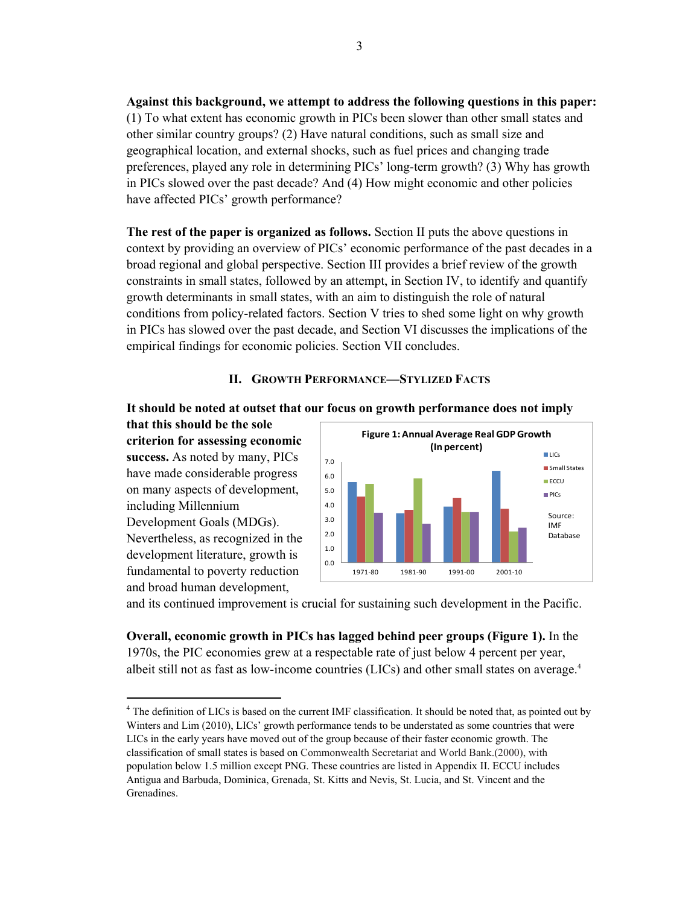**Against this background, we attempt to address the following questions in this paper:** (1) To what extent has economic growth in PICs been slower than other small states and other similar country groups? (2) Have natural conditions, such as small size and geographical location, and external shocks, such as fuel prices and changing trade preferences, played any role in determining PICs' long-term growth? (3) Why has growth in PICs slowed over the past decade? And (4) How might economic and other policies have affected PICs' growth performance?

**The rest of the paper is organized as follows.** Section II puts the above questions in context by providing an overview of PICs' economic performance of the past decades in a broad regional and global perspective. Section III provides a brief review of the growth constraints in small states, followed by an attempt, in Section IV, to identify and quantify growth determinants in small states, with an aim to distinguish the role of natural conditions from policy-related factors. Section V tries to shed some light on why growth in PICs has slowed over the past decade, and Section VI discusses the implications of the empirical findings for economic policies. Section VII concludes.

## II. Growth Performance—Stylized Facts

**It should be noted at outset that our focus on growth performance does not imply that this should be the sole criterion for assessing economic success.** As noted by many, PICs have made considerable progress on many aspects of development, including Millennium Development Goals (MDGs). Nevertheless, as recognized in the development literature, growth is fundamental to poverty reduction and broad human development, and its continued improvement is crucial for sustaining such development in the Pacific.

**Figure 1: Annual Average Real GDP Growth (In percent)**

| | 1971-80 | 1981-90 | 1991-00 | 2001-10 |
|---|---|---|---|---|
| LICs | 5.7 | 3.5 | 3.9 | 6.4 |
| Small States | 4.6 | 3.7 | 4.5 | 3.8 |
| ECCU | 5.5 | 5.9 | 3.5 | 2.2 |
| PICs | 3.5 | 2.8 | 3.5 | 2.4 |

Source: IMF Database

**Overall, economic growth in PICs has lagged behind peer groups (Figure 1).** In the 1970s, the PIC economies grew at a respectable rate of just below 4 percent per year, albeit still not as fast as low-income countries (LICs) and other small states on average.[4]

---

[4] The definition of LICs is based on the current IMF classification. It should be noted that, as pointed out by Winters and Lim (2010), LICs' growth performance tends to be understated as some countries that were LICs in the early years have moved out of the group because of their faster economic growth. The classification of small states is based on Commonwealth Secretariat and World Bank.(2000), with population below 1.5 million except PNG. These countries are listed in Appendix II. ECCU includes Antigua and Barbuda, Dominica, Grenada, St. Kitts and Nevis, St. Lucia, and St. Vincent and the Grenadines.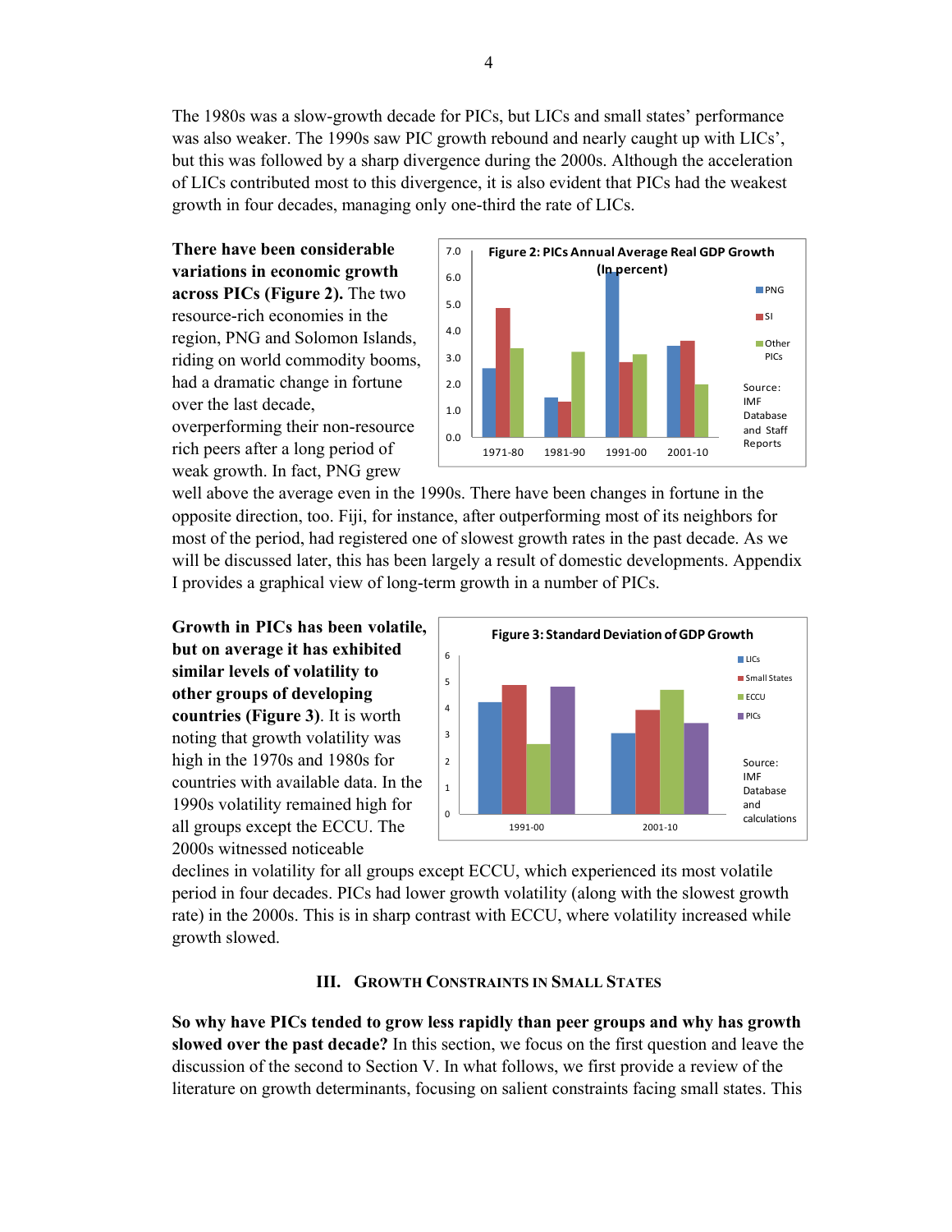The 1980s was a slow-growth decade for PICs, but LICs and small states' performance was also weaker. The 1990s saw PIC growth rebound and nearly caught up with LICs', but this was followed by a sharp divergence during the 2000s. Although the acceleration of LICs contributed most to this divergence, it is also evident that PICs had the weakest growth in four decades, managing only one-third the rate of LICs.

**There have been considerable variations in economic growth across PICs (Figure 2).** The two resource-rich economies in the region, PNG and Solomon Islands, riding on world commodity booms, had a dramatic change in fortune over the last decade, overperforming their non-resource rich peers after a long period of weak growth. In fact, PNG grew well above the average even in the 1990s. There have been changes in fortune in the opposite direction, too. Fiji, for instance, after outperforming most of its neighbors for most of the period, had registered one of slowest growth rates in the past decade. As we will be discussed later, this has been largely a result of domestic developments. Appendix I provides a graphical view of long-term growth in a number of PICs.

Figure 2: PICs Annual Average Real GDP Growth (In percent)

Source: IMF Database and Staff Reports

**Growth in PICs has been volatile, but on average it has exhibited similar levels of volatility to other groups of developing countries (Figure 3).** It is worth noting that growth volatility was high in the 1970s and 1980s for countries with available data. In the 1990s volatility remained high for all groups except the ECCU. The 2000s witnessed noticeable declines in volatility for all groups except ECCU, which experienced its most volatile period in four decades. PICs had lower growth volatility (along with the slowest growth rate) in the 2000s. This is in sharp contrast with ECCU, where volatility increased while growth slowed.

Figure 3: Standard Deviation of GDP Growth

Source: IMF Database and calculations

## III. Growth Constraints in Small States

**So why have PICs tended to grow less rapidly than peer groups and why has growth slowed over the past decade?** In this section, we focus on the first question and leave the discussion of the second to Section V. In what follows, we first provide a review of the literature on growth determinants, focusing on salient constraints facing small states. This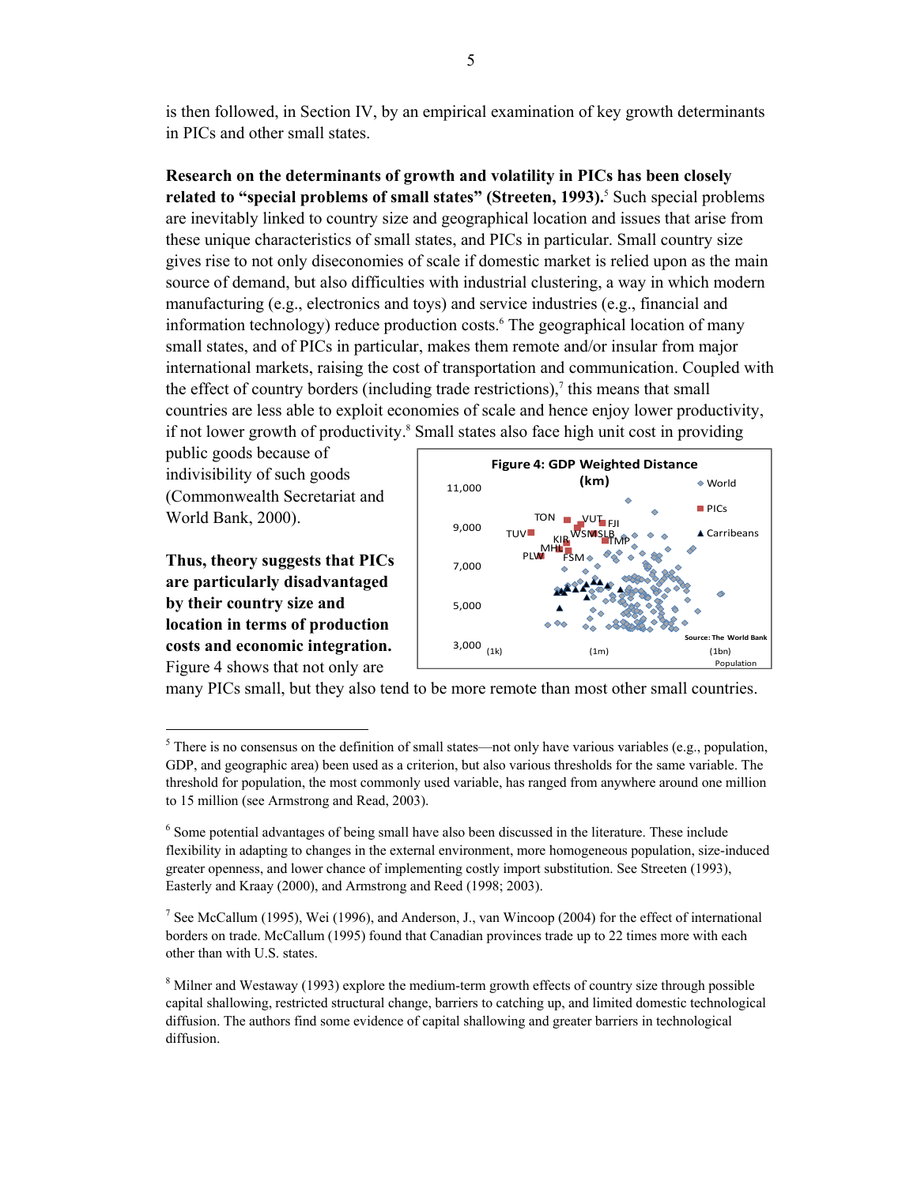is then followed, in Section IV, by an empirical examination of key growth determinants in PICs and other small states.

**Research on the determinants of growth and volatility in PICs has been closely related to "special problems of small states" (Streeten, 1993).**[5] Such special problems are inevitably linked to country size and geographical location and issues that arise from these unique characteristics of small states, and PICs in particular. Small country size gives rise to not only diseconomies of scale if domestic market is relied upon as the main source of demand, but also difficulties with industrial clustering, a way in which modern manufacturing (e.g., electronics and toys) and service industries (e.g., financial and information technology) reduce production costs.[6] The geographical location of many small states, and of PICs in particular, makes them remote and/or insular from major international markets, raising the cost of transportation and communication. Coupled with the effect of country borders (including trade restrictions),[7] this means that small countries are less able to exploit economies of scale and hence enjoy lower productivity, if not lower growth of productivity.[8] Small states also face high unit cost in providing public goods because of indivisibility of such goods (Commonwealth Secretariat and World Bank, 2000).

**Thus, theory suggests that PICs are particularly disadvantaged by their country size and location in terms of production costs and economic integration.** Figure 4 shows that not only are many PICs small, but they also tend to be more remote than most other small countries.

Figure 4: GDP Weighted Distance (km)

---

[5] There is no consensus on the definition of small states—not only have various variables (e.g., population, GDP, and geographic area) been used as a criterion, but also various thresholds for the same variable. The threshold for population, the most commonly used variable, has ranged from anywhere around one million to 15 million (see Armstrong and Read, 2003).

[6] Some potential advantages of being small have also been discussed in the literature. These include flexibility in adapting to changes in the external environment, more homogeneous population, size-induced greater openness, and lower chance of implementing costly import substitution. See Streeten (1993), Easterly and Kraay (2000), and Armstrong and Reed (1998; 2003).

[7] See McCallum (1995), Wei (1996), and Anderson, J., van Wincoop (2004) for the effect of international borders on trade. McCallum (1995) found that Canadian provinces trade up to 22 times more with each other than with U.S. states.

[8] Milner and Westaway (1993) explore the medium-term growth effects of country size through possible capital shallowing, restricted structural change, barriers to catching up, and limited domestic technological diffusion. The authors find some evidence of capital shallowing and greater barriers in technological diffusion.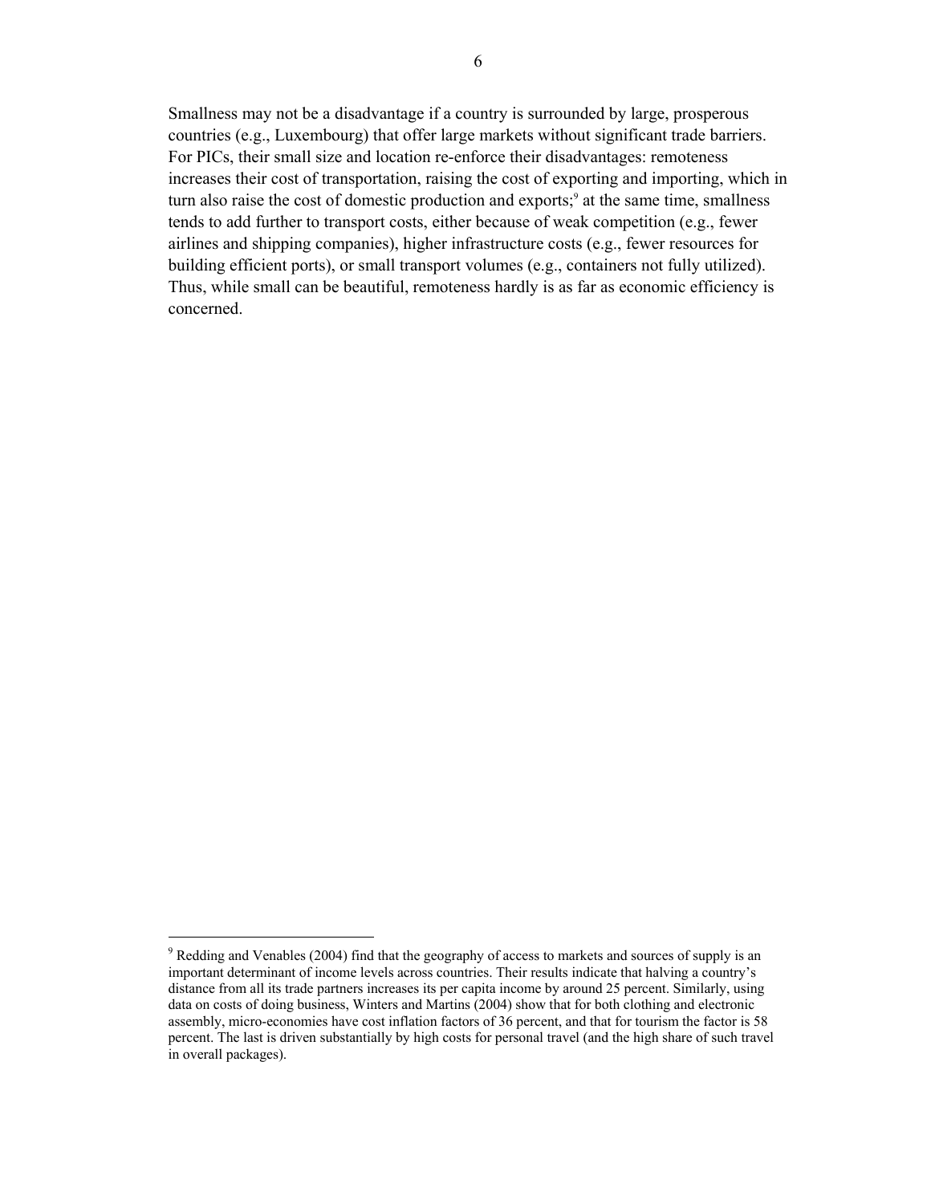Smallness may not be a disadvantage if a country is surrounded by large, prosperous countries (e.g., Luxembourg) that offer large markets without significant trade barriers. For PICs, their small size and location re-enforce their disadvantages: remoteness increases their cost of transportation, raising the cost of exporting and importing, which in turn also raise the cost of domestic production and exports;[9] at the same time, smallness tends to add further to transport costs, either because of weak competition (e.g., fewer airlines and shipping companies), higher infrastructure costs (e.g., fewer resources for building efficient ports), or small transport volumes (e.g., containers not fully utilized). Thus, while small can be beautiful, remoteness hardly is as far as economic efficiency is concerned.

---

[9] Redding and Venables (2004) find that the geography of access to markets and sources of supply is an important determinant of income levels across countries. Their results indicate that halving a country's distance from all its trade partners increases its per capita income by around 25 percent. Similarly, using data on costs of doing business, Winters and Martins (2004) show that for both clothing and electronic assembly, micro-economies have cost inflation factors of 36 percent, and that for tourism the factor is 58 percent. The last is driven substantially by high costs for personal travel (and the high share of such travel in overall packages).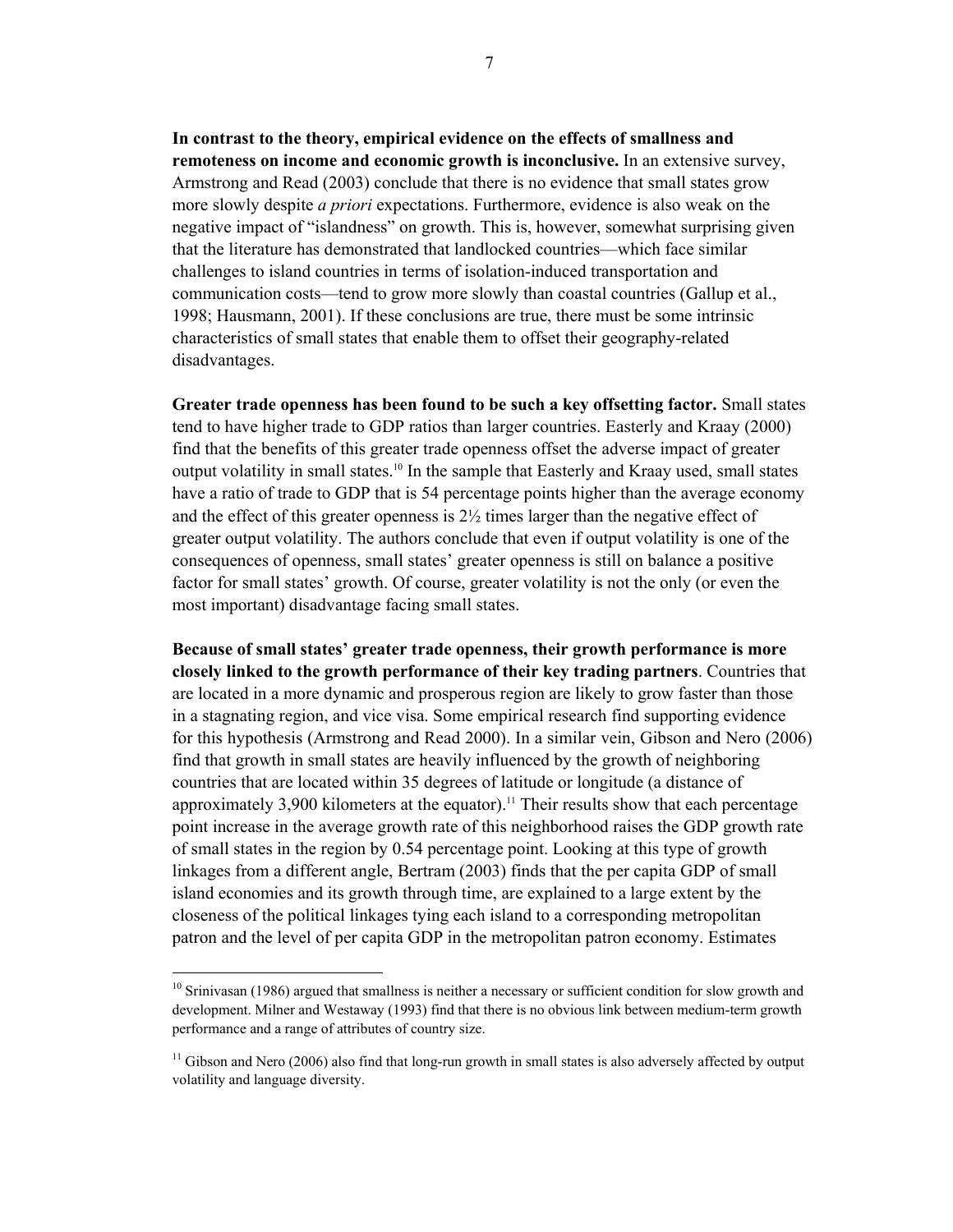**In contrast to the theory, empirical evidence on the effects of smallness and remoteness on income and economic growth is inconclusive.** In an extensive survey, Armstrong and Read (2003) conclude that there is no evidence that small states grow more slowly despite *a priori* expectations. Furthermore, evidence is also weak on the negative impact of "islandness" on growth. This is, however, somewhat surprising given that the literature has demonstrated that landlocked countries—which face similar challenges to island countries in terms of isolation-induced transportation and communication costs—tend to grow more slowly than coastal countries (Gallup et al., 1998; Hausmann, 2001). If these conclusions are true, there must be some intrinsic characteristics of small states that enable them to offset their geography-related disadvantages.

**Greater trade openness has been found to be such a key offsetting factor.** Small states tend to have higher trade to GDP ratios than larger countries. Easterly and Kraay (2000) find that the benefits of this greater trade openness offset the adverse impact of greater output volatility in small states.[10] In the sample that Easterly and Kraay used, small states have a ratio of trade to GDP that is 54 percentage points higher than the average economy and the effect of this greater openness is 2½ times larger than the negative effect of greater output volatility. The authors conclude that even if output volatility is one of the consequences of openness, small states' greater openness is still on balance a positive factor for small states' growth. Of course, greater volatility is not the only (or even the most important) disadvantage facing small states.

**Because of small states' greater trade openness, their growth performance is more closely linked to the growth performance of their key trading partners**. Countries that are located in a more dynamic and prosperous region are likely to grow faster than those in a stagnating region, and vice visa. Some empirical research find supporting evidence for this hypothesis (Armstrong and Read 2000). In a similar vein, Gibson and Nero (2006) find that growth in small states are heavily influenced by the growth of neighboring countries that are located within 35 degrees of latitude or longitude (a distance of approximately 3,900 kilometers at the equator).[11] Their results show that each percentage point increase in the average growth rate of this neighborhood raises the GDP growth rate of small states in the region by 0.54 percentage point. Looking at this type of growth linkages from a different angle, Bertram (2003) finds that the per capita GDP of small island economies and its growth through time, are explained to a large extent by the closeness of the political linkages tying each island to a corresponding metropolitan patron and the level of per capita GDP in the metropolitan patron economy. Estimates

---

[10] Srinivasan (1986) argued that smallness is neither a necessary or sufficient condition for slow growth and development. Milner and Westaway (1993) find that there is no obvious link between medium-term growth performance and a range of attributes of country size.

[11] Gibson and Nero (2006) also find that long-run growth in small states is also adversely affected by output volatility and language diversity.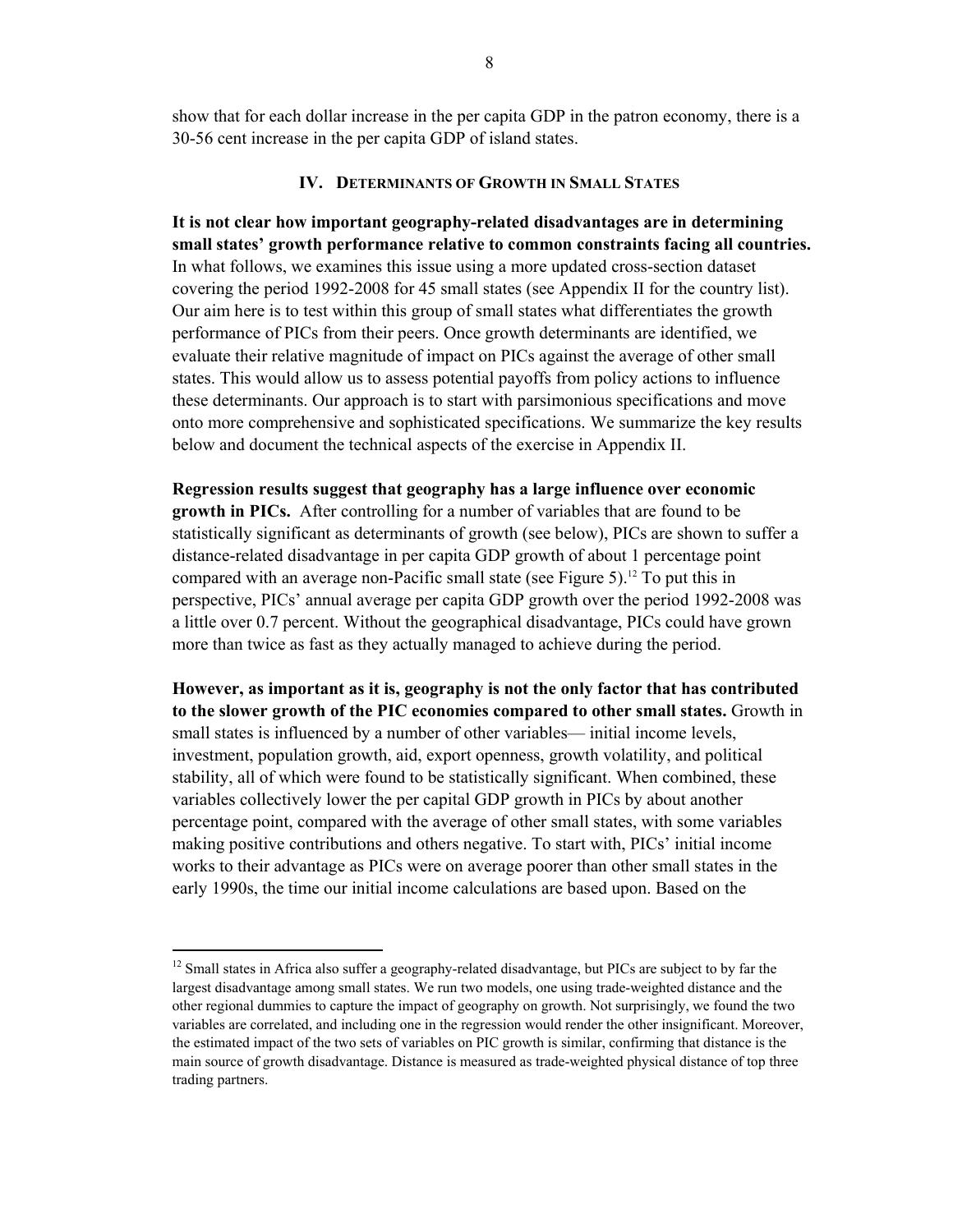show that for each dollar increase in the per capita GDP in the patron economy, there is a 30-56 cent increase in the per capita GDP of island states.

## IV. Determinants of Growth in Small States

**It is not clear how important geography-related disadvantages are in determining small states' growth performance relative to common constraints facing all countries.** In what follows, we examines this issue using a more updated cross-section dataset covering the period 1992-2008 for 45 small states (see Appendix II for the country list). Our aim here is to test within this group of small states what differentiates the growth performance of PICs from their peers. Once growth determinants are identified, we evaluate their relative magnitude of impact on PICs against the average of other small states. This would allow us to assess potential payoffs from policy actions to influence these determinants. Our approach is to start with parsimonious specifications and move onto more comprehensive and sophisticated specifications. We summarize the key results below and document the technical aspects of the exercise in Appendix II.

**Regression results suggest that geography has a large influence over economic growth in PICs.** After controlling for a number of variables that are found to be statistically significant as determinants of growth (see below), PICs are shown to suffer a distance-related disadvantage in per capita GDP growth of about 1 percentage point compared with an average non-Pacific small state (see Figure 5).[12] To put this in perspective, PICs' annual average per capita GDP growth over the period 1992-2008 was a little over 0.7 percent. Without the geographical disadvantage, PICs could have grown more than twice as fast as they actually managed to achieve during the period.

**However, as important as it is, geography is not the only factor that has contributed to the slower growth of the PIC economies compared to other small states.** Growth in small states is influenced by a number of other variables— initial income levels, investment, population growth, aid, export openness, growth volatility, and political stability, all of which were found to be statistically significant. When combined, these variables collectively lower the per capital GDP growth in PICs by about another percentage point, compared with the average of other small states, with some variables making positive contributions and others negative. To start with, PICs' initial income works to their advantage as PICs were on average poorer than other small states in the early 1990s, the time our initial income calculations are based upon. Based on the

[12] Small states in Africa also suffer a geography-related disadvantage, but PICs are subject to by far the largest disadvantage among small states. We run two models, one using trade-weighted distance and the other regional dummies to capture the impact of geography on growth. Not surprisingly, we found the two variables are correlated, and including one in the regression would render the other insignificant. Moreover, the estimated impact of the two sets of variables on PIC growth is similar, confirming that distance is the main source of growth disadvantage. Distance is measured as trade-weighted physical distance of top three trading partners.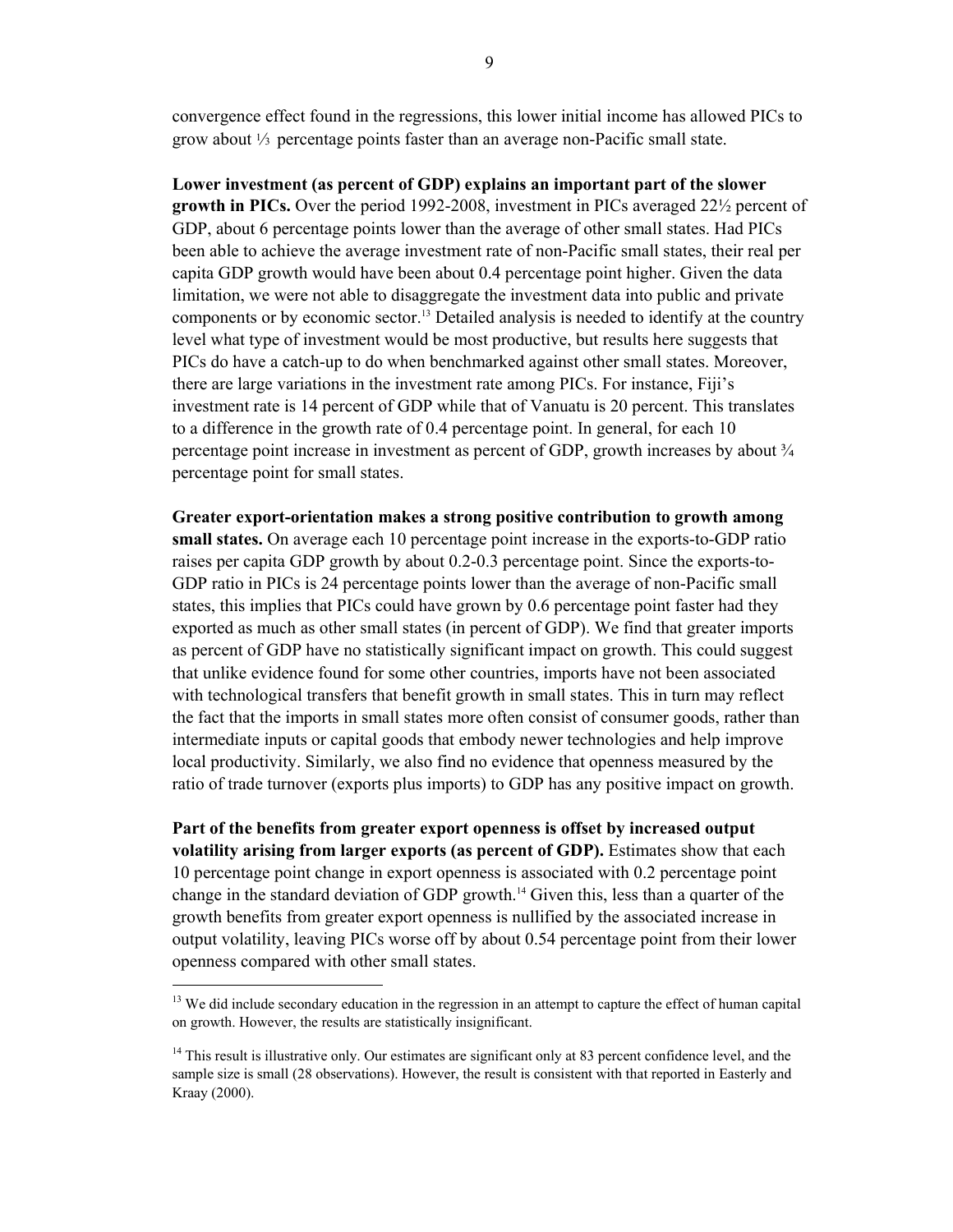convergence effect found in the regressions, this lower initial income has allowed PICs to grow about ⅓ percentage points faster than an average non-Pacific small state.

**Lower investment (as percent of GDP) explains an important part of the slower growth in PICs.** Over the period 1992-2008, investment in PICs averaged 22½ percent of GDP, about 6 percentage points lower than the average of other small states. Had PICs been able to achieve the average investment rate of non-Pacific small states, their real per capita GDP growth would have been about 0.4 percentage point higher. Given the data limitation, we were not able to disaggregate the investment data into public and private components or by economic sector.[13] Detailed analysis is needed to identify at the country level what type of investment would be most productive, but results here suggests that PICs do have a catch-up to do when benchmarked against other small states. Moreover, there are large variations in the investment rate among PICs. For instance, Fiji's investment rate is 14 percent of GDP while that of Vanuatu is 20 percent. This translates to a difference in the growth rate of 0.4 percentage point. In general, for each 10 percentage point increase in investment as percent of GDP, growth increases by about ¾ percentage point for small states.

**Greater export-orientation makes a strong positive contribution to growth among small states.** On average each 10 percentage point increase in the exports-to-GDP ratio raises per capita GDP growth by about 0.2-0.3 percentage point. Since the exports-to-GDP ratio in PICs is 24 percentage points lower than the average of non-Pacific small states, this implies that PICs could have grown by 0.6 percentage point faster had they exported as much as other small states (in percent of GDP). We find that greater imports as percent of GDP have no statistically significant impact on growth. This could suggest that unlike evidence found for some other countries, imports have not been associated with technological transfers that benefit growth in small states. This in turn may reflect the fact that the imports in small states more often consist of consumer goods, rather than intermediate inputs or capital goods that embody newer technologies and help improve local productivity. Similarly, we also find no evidence that openness measured by the ratio of trade turnover (exports plus imports) to GDP has any positive impact on growth.

**Part of the benefits from greater export openness is offset by increased output volatility arising from larger exports (as percent of GDP).** Estimates show that each 10 percentage point change in export openness is associated with 0.2 percentage point change in the standard deviation of GDP growth.[14] Given this, less than a quarter of the growth benefits from greater export openness is nullified by the associated increase in output volatility, leaving PICs worse off by about 0.54 percentage point from their lower openness compared with other small states.

---

[13] We did include secondary education in the regression in an attempt to capture the effect of human capital on growth. However, the results are statistically insignificant.

[14] This result is illustrative only. Our estimates are significant only at 83 percent confidence level, and the sample size is small (28 observations). However, the result is consistent with that reported in Easterly and Kraay (2000).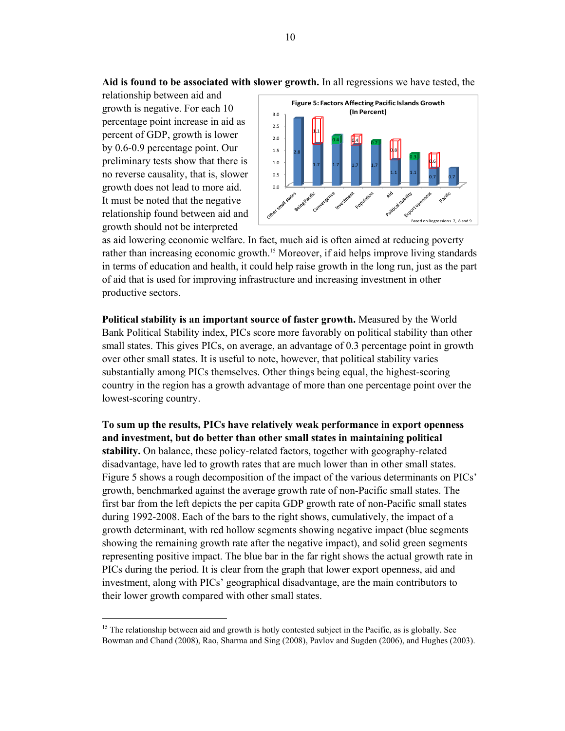**Aid is found to be associated with slower growth.** In all regressions we have tested, the relationship between aid and growth is negative. For each 10 percentage point increase in aid as percent of GDP, growth is lower by 0.6-0.9 percentage point. Our preliminary tests show that there is no reverse causality, that is, slower growth does not lead to more aid. It must be noted that the negative relationship found between aid and growth should not be interpreted as aid lowering economic welfare. In fact, much aid is often aimed at reducing poverty rather than increasing economic growth.[15] Moreover, if aid helps improve living standards in terms of education and health, it could help raise growth in the long run, just as the part of aid that is used for improving infrastructure and increasing investment in other productive sectors.

**Figure 5: Factors Affecting Pacific Islands Growth (In Percent)**

| Factor | Remaining growth (blue) | Impact |
|---|---|---|
| Other small states | 2.8 | |
| Being Pacific | 1.7 | -1.1 |
| Convergence | 1.7 | +0.4 |
| Investment | 1.7 | -0.4 |
| Population | 1.7 | +0.2 |
| Aid | 1.1 | -0.8 |
| Political stability | 1.1 | +0.3 |
| Export openness | 0.7 | -0.6 |
| Pacific | 0.7 | |

Based on Regressions 7, 8 and 9

**Political stability is an important source of faster growth.** Measured by the World Bank Political Stability index, PICs score more favorably on political stability than other small states. This gives PICs, on average, an advantage of 0.3 percentage point in growth over other small states. It is useful to note, however, that political stability varies substantially among PICs themselves. Other things being equal, the highest-scoring country in the region has a growth advantage of more than one percentage point over the lowest-scoring country.

**To sum up the results, PICs have relatively weak performance in export openness and investment, but do better than other small states in maintaining political stability.** On balance, these policy-related factors, together with geography-related disadvantage, have led to growth rates that are much lower than in other small states. Figure 5 shows a rough decomposition of the impact of the various determinants on PICs' growth, benchmarked against the average growth rate of non-Pacific small states. The first bar from the left depicts the per capita GDP growth rate of non-Pacific small states during 1992-2008. Each of the bars to the right shows, cumulatively, the impact of a growth determinant, with red hollow segments showing negative impact (blue segments showing the remaining growth rate after the negative impact), and solid green segments representing positive impact. The blue bar in the far right shows the actual growth rate in PICs during the period. It is clear from the graph that lower export openness, aid and investment, along with PICs' geographical disadvantage, are the main contributors to their lower growth compared with other small states.

---

[15] The relationship between aid and growth is hotly contested subject in the Pacific, as is globally. See Bowman and Chand (2008), Rao, Sharma and Sing (2008), Pavlov and Sugden (2006), and Hughes (2003).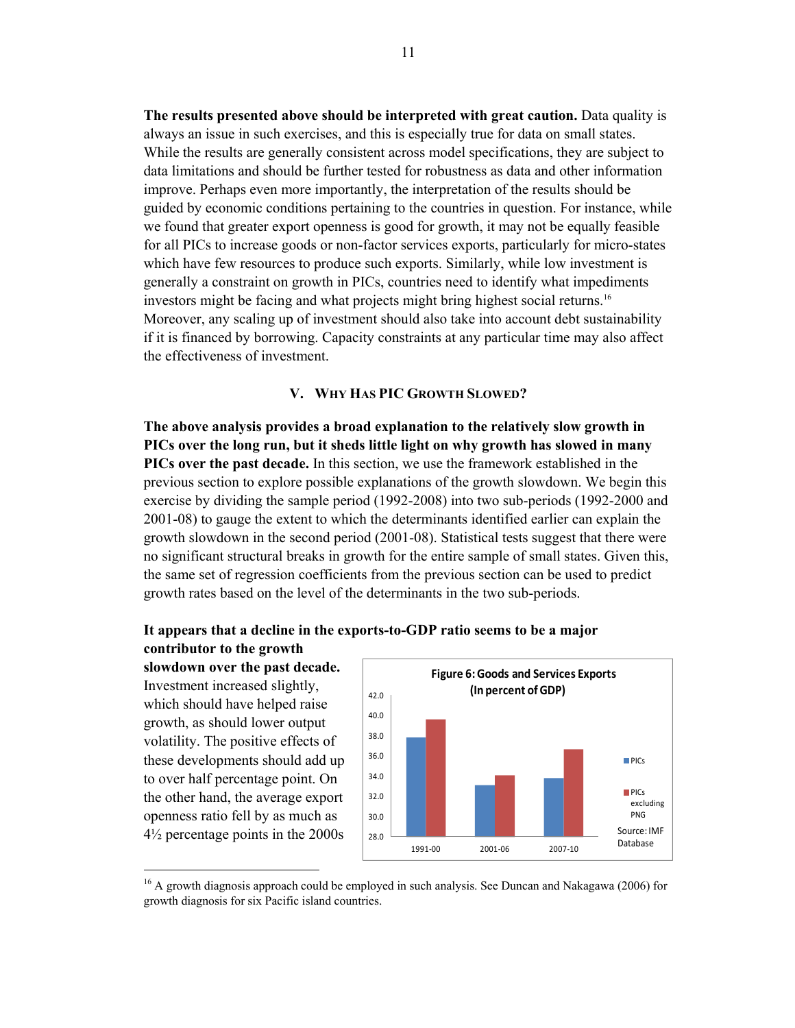**The results presented above should be interpreted with great caution.** Data quality is always an issue in such exercises, and this is especially true for data on small states. While the results are generally consistent across model specifications, they are subject to data limitations and should be further tested for robustness as data and other information improve. Perhaps even more importantly, the interpretation of the results should be guided by economic conditions pertaining to the countries in question. For instance, while we found that greater export openness is good for growth, it may not be equally feasible for all PICs to increase goods or non-factor services exports, particularly for micro-states which have few resources to produce such exports. Similarly, while low investment is generally a constraint on growth in PICs, countries need to identify what impediments investors might be facing and what projects might bring highest social returns.[16] Moreover, any scaling up of investment should also take into account debt sustainability if it is financed by borrowing. Capacity constraints at any particular time may also affect the effectiveness of investment.

## V. Why Has PIC Growth Slowed?

**The above analysis provides a broad explanation to the relatively slow growth in PICs over the long run, but it sheds little light on why growth has slowed in many PICs over the past decade.** In this section, we use the framework established in the previous section to explore possible explanations of the growth slowdown. We begin this exercise by dividing the sample period (1992-2008) into two sub-periods (1992-2000 and 2001-08) to gauge the extent to which the determinants identified earlier can explain the growth slowdown in the second period (2001-08). Statistical tests suggest that there were no significant structural breaks in growth for the entire sample of small states. Given this, the same set of regression coefficients from the previous section can be used to predict growth rates based on the level of the determinants in the two sub-periods.

**It appears that a decline in the exports-to-GDP ratio seems to be a major contributor to the growth slowdown over the past decade.** Investment increased slightly, which should have helped raise growth, as should lower output volatility. The positive effects of these developments should add up to over half percentage point. On the other hand, the average export openness ratio fell by as much as 4½ percentage points in the 2000s

**Figure 6: Goods and Services Exports (In percent of GDP)**

| | PICs | PICs excluding PNG |
|---|---|---|
| 1991-00 | ~37.8 | ~39.6 |
| 2001-06 | ~33.1 | ~34.0 |
| 2007-10 | ~33.8 | ~36.6 |

Source: IMF Database

[16] A growth diagnosis approach could be employed in such analysis. See Duncan and Nakagawa (2006) for growth diagnosis for six Pacific island countries.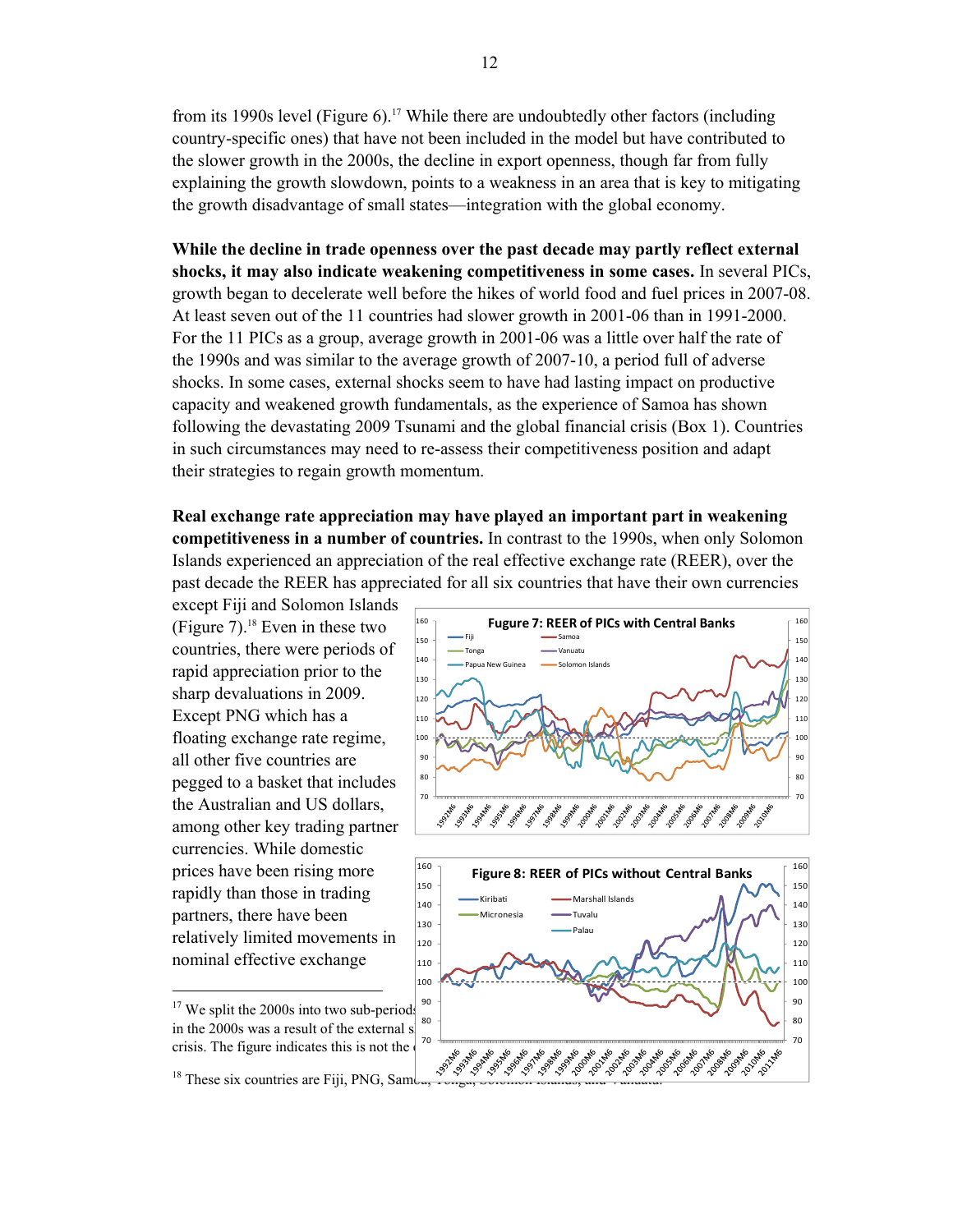from its 1990s level (Figure 6).[17] While there are undoubtedly other factors (including country-specific ones) that have not been included in the model but have contributed to the slower growth in the 2000s, the decline in export openness, though far from fully explaining the growth slowdown, points to a weakness in an area that is key to mitigating the growth disadvantage of small states—integration with the global economy.

**While the decline in trade openness over the past decade may partly reflect external shocks, it may also indicate weakening competitiveness in some cases.** In several PICs, growth began to decelerate well before the hikes of world food and fuel prices in 2007-08. At least seven out of the 11 countries had slower growth in 2001-06 than in 1991-2000. For the 11 PICs as a group, average growth in 2001-06 was a little over half the rate of the 1990s and was similar to the average growth of 2007-10, a period full of adverse shocks. In some cases, external shocks seem to have had lasting impact on productive capacity and weakened growth fundamentals, as the experience of Samoa has shown following the devastating 2009 Tsunami and the global financial crisis (Box 1). Countries in such circumstances may need to re-assess their competitiveness position and adapt their strategies to regain growth momentum.

**Real exchange rate appreciation may have played an important part in weakening competitiveness in a number of countries.** In contrast to the 1990s, when only Solomon Islands experienced an appreciation of the real effective exchange rate (REER), over the past decade the REER has appreciated for all six countries that have their own currencies except Fiji and Solomon Islands (Figure 7).[18] Even in these two countries, there were periods of rapid appreciation prior to the sharp devaluations in 2009. Except PNG which has a floating exchange rate regime, all other five countries are pegged to a basket that includes the Australian and US dollars, among other key trading partner currencies. While domestic prices have been rising more rapidly than those in trading partners, there have been relatively limited movements in nominal effective exchange

Fugure 7: REER of PICs with Central Banks

Figure 8: REER of PICs without Central Banks

[17] We split the 2000s into two sub-periods ... in the 2000s was a result of the external s... crisis. The figure indicates this is not the ...

[18] These six countries are Fiji, PNG, Samoa, Tonga, Solomon Islands, and Vanuatu.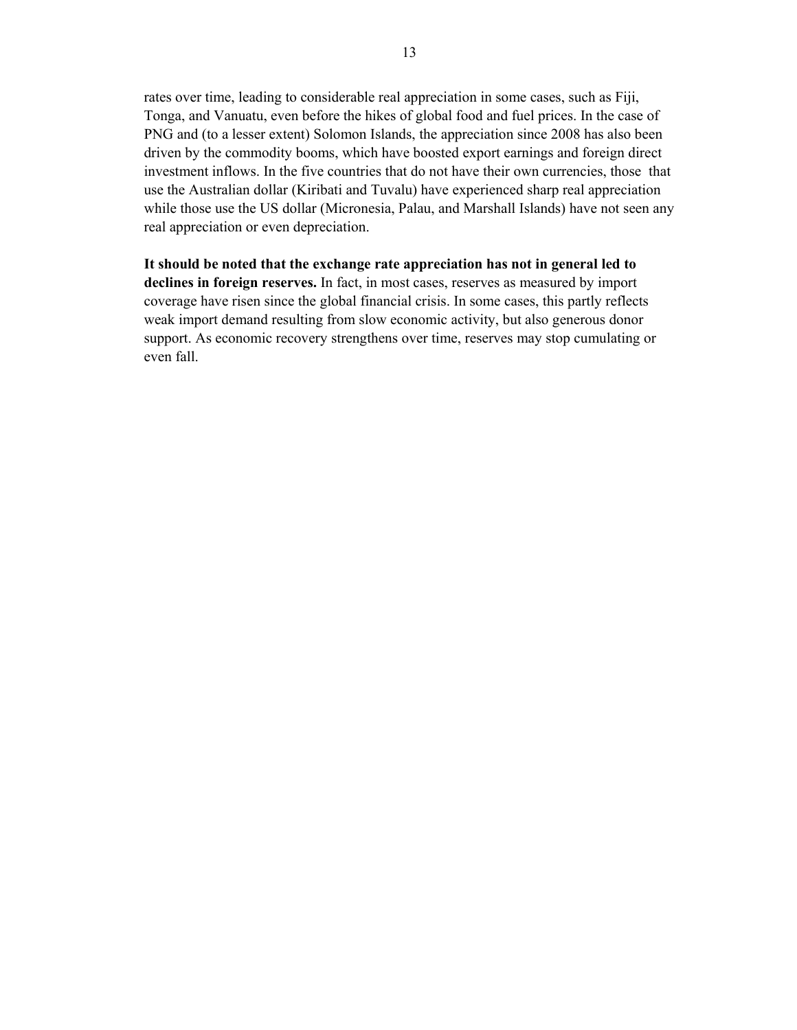rates over time, leading to considerable real appreciation in some cases, such as Fiji, Tonga, and Vanuatu, even before the hikes of global food and fuel prices. In the case of PNG and (to a lesser extent) Solomon Islands, the appreciation since 2008 has also been driven by the commodity booms, which have boosted export earnings and foreign direct investment inflows. In the five countries that do not have their own currencies, those that use the Australian dollar (Kiribati and Tuvalu) have experienced sharp real appreciation while those use the US dollar (Micronesia, Palau, and Marshall Islands) have not seen any real appreciation or even depreciation.

**It should be noted that the exchange rate appreciation has not in general led to declines in foreign reserves.** In fact, in most cases, reserves as measured by import coverage have risen since the global financial crisis. In some cases, this partly reflects weak import demand resulting from slow economic activity, but also generous donor support. As economic recovery strengthens over time, reserves may stop cumulating or even fall.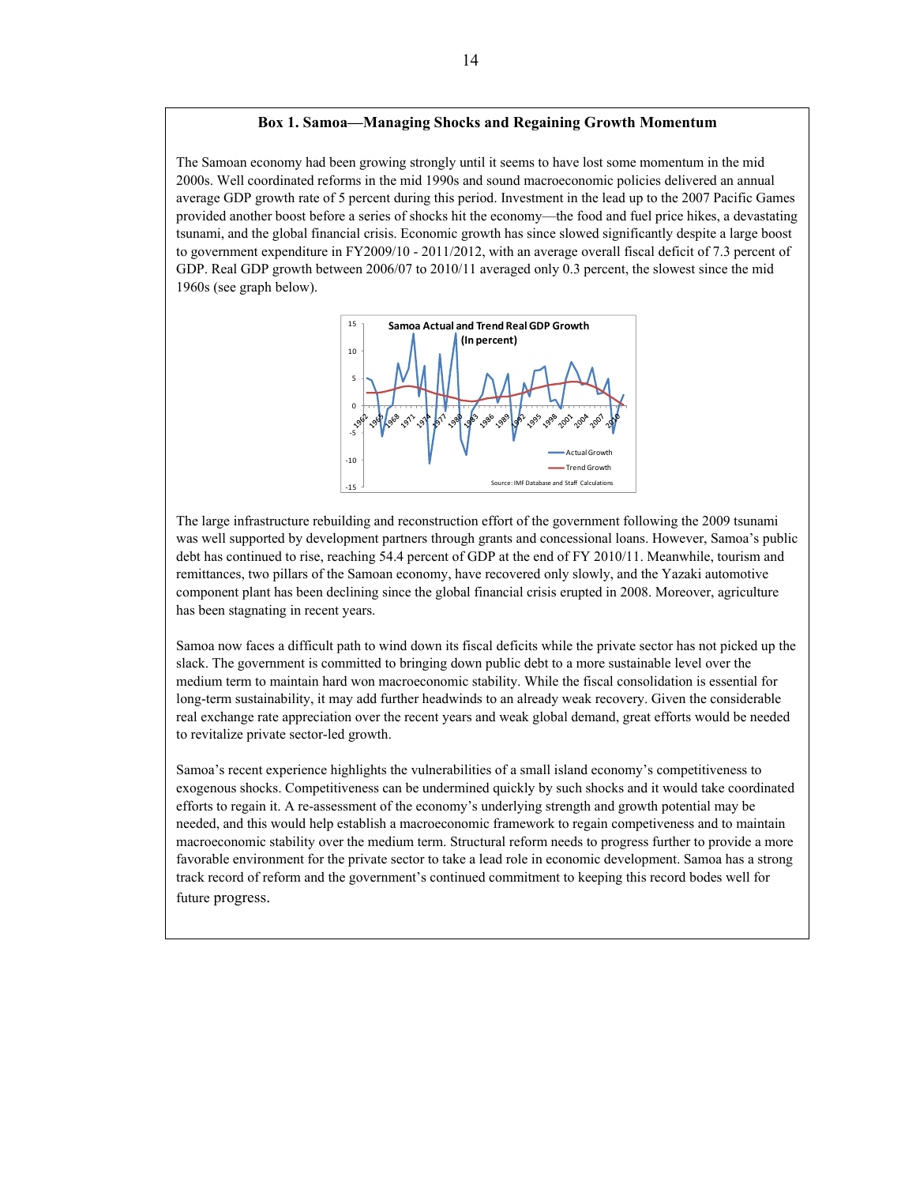**Box 1. Samoa—Managing Shocks and Regaining Growth Momentum**

The Samoan economy had been growing strongly until it seems to have lost some momentum in the mid 2000s. Well coordinated reforms in the mid 1990s and sound macroeconomic policies delivered an annual average GDP growth rate of 5 percent during this period. Investment in the lead up to the 2007 Pacific Games provided another boost before a series of shocks hit the economy—the food and fuel price hikes, a devastating tsunami, and the global financial crisis. Economic growth has since slowed significantly despite a large boost to government expenditure in FY2009/10 - 2011/2012, with an average overall fiscal deficit of 7.3 percent of GDP. Real GDP growth between 2006/07 to 2010/11 averaged only 0.3 percent, the slowest since the mid 1960s (see graph below).

Samoa Actual and Trend Real GDP Growth (In percent)

Source: IMF Database and Staff Calculations

The large infrastructure rebuilding and reconstruction effort of the government following the 2009 tsunami was well supported by development partners through grants and concessional loans. However, Samoa's public debt has continued to rise, reaching 54.4 percent of GDP at the end of FY 2010/11. Meanwhile, tourism and remittances, two pillars of the Samoan economy, have recovered only slowly, and the Yazaki automotive component plant has been declining since the global financial crisis erupted in 2008. Moreover, agriculture has been stagnating in recent years.

Samoa now faces a difficult path to wind down its fiscal deficits while the private sector has not picked up the slack. The government is committed to bringing down public debt to a more sustainable level over the medium term to maintain hard won macroeconomic stability. While the fiscal consolidation is essential for long-term sustainability, it may add further headwinds to an already weak recovery. Given the considerable real exchange rate appreciation over the recent years and weak global demand, great efforts would be needed to revitalize private sector-led growth.

Samoa's recent experience highlights the vulnerabilities of a small island economy's competitiveness to exogenous shocks. Competitiveness can be undermined quickly by such shocks and it would take coordinated efforts to regain it. A re-assessment of the economy's underlying strength and growth potential may be needed, and this would help establish a macroeconomic framework to regain competiveness and to maintain macroeconomic stability over the medium term. Structural reform needs to progress further to provide a more favorable environment for the private sector to take a lead role in economic development. Samoa has a strong track record of reform and the government's continued commitment to keeping this record bodes well for future progress.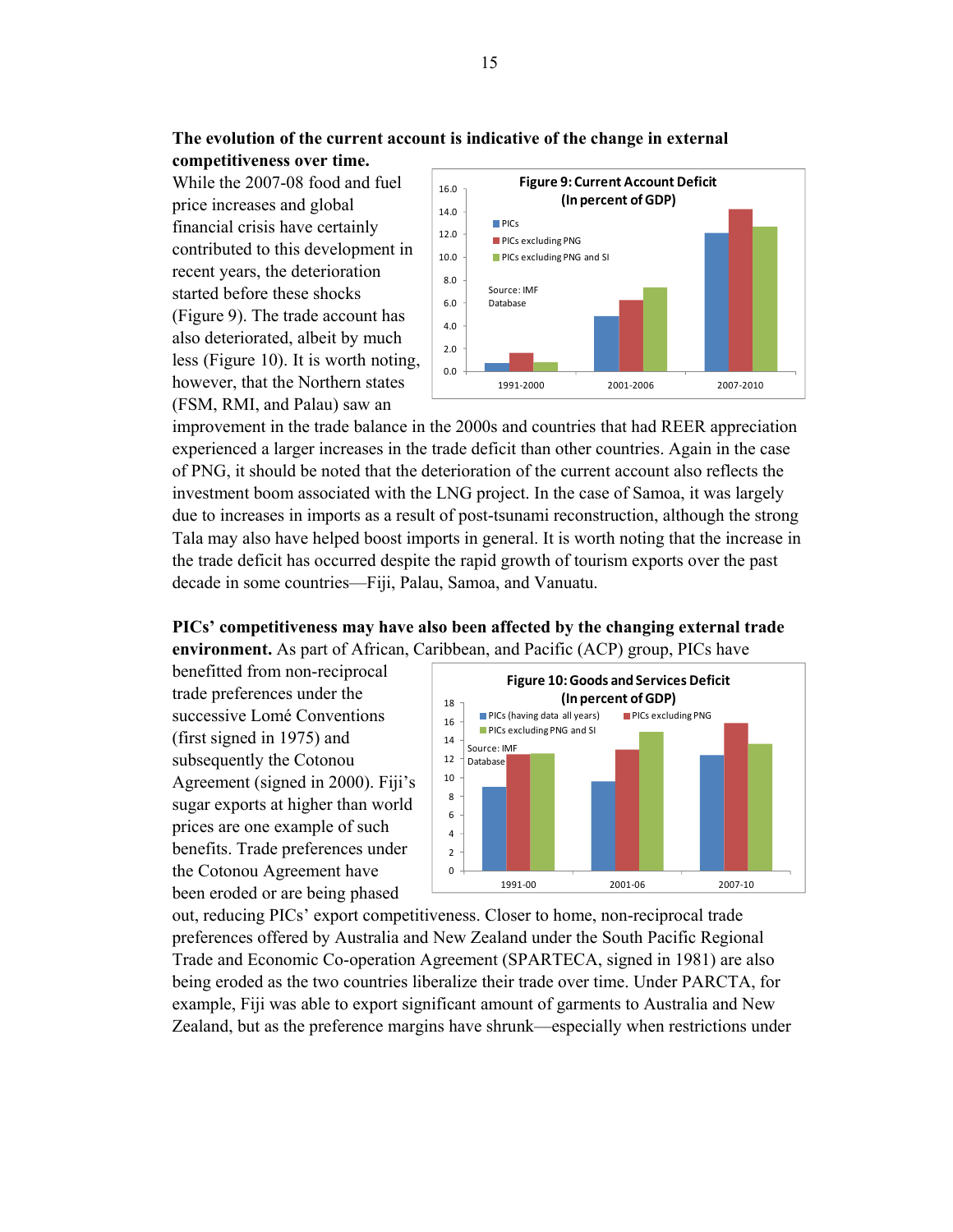**The evolution of the current account is indicative of the change in external competitiveness over time.** While the 2007-08 food and fuel price increases and global financial crisis have certainly contributed to this development in recent years, the deterioration started before these shocks (Figure 9). The trade account has also deteriorated, albeit by much less (Figure 10). It is worth noting, however, that the Northern states (FSM, RMI, and Palau) saw an improvement in the trade balance in the 2000s and countries that had REER appreciation experienced a larger increases in the trade deficit than other countries. Again in the case of PNG, it should be noted that the deterioration of the current account also reflects the investment boom associated with the LNG project. In the case of Samoa, it was largely due to increases in imports as a result of post-tsunami reconstruction, although the strong Tala may also have helped boost imports in general. It is worth noting that the increase in the trade deficit has occurred despite the rapid growth of tourism exports over the past decade in some countries—Fiji, Palau, Samoa, and Vanuatu.

**Figure 9: Current Account Deficit (In percent of GDP)**

Source: IMF Database

**PICs' competitiveness may have also been affected by the changing external trade environment.** As part of African, Caribbean, and Pacific (ACP) group, PICs have benefitted from non-reciprocal trade preferences under the successive Lomé Conventions (first signed in 1975) and subsequently the Cotonou Agreement (signed in 2000). Fiji's sugar exports at higher than world prices are one example of such benefits. Trade preferences under the Cotonou Agreement have been eroded or are being phased out, reducing PICs' export competitiveness. Closer to home, non-reciprocal trade preferences offered by Australia and New Zealand under the South Pacific Regional Trade and Economic Co-operation Agreement (SPARTECA, signed in 1981) are also being eroded as the two countries liberalize their trade over time. Under PARCTA, for example, Fiji was able to export significant amount of garments to Australia and New Zealand, but as the preference margins have shrunk—especially when restrictions under

**Figure 10: Goods and Services Deficit (In percent of GDP)**

Source: IMF Database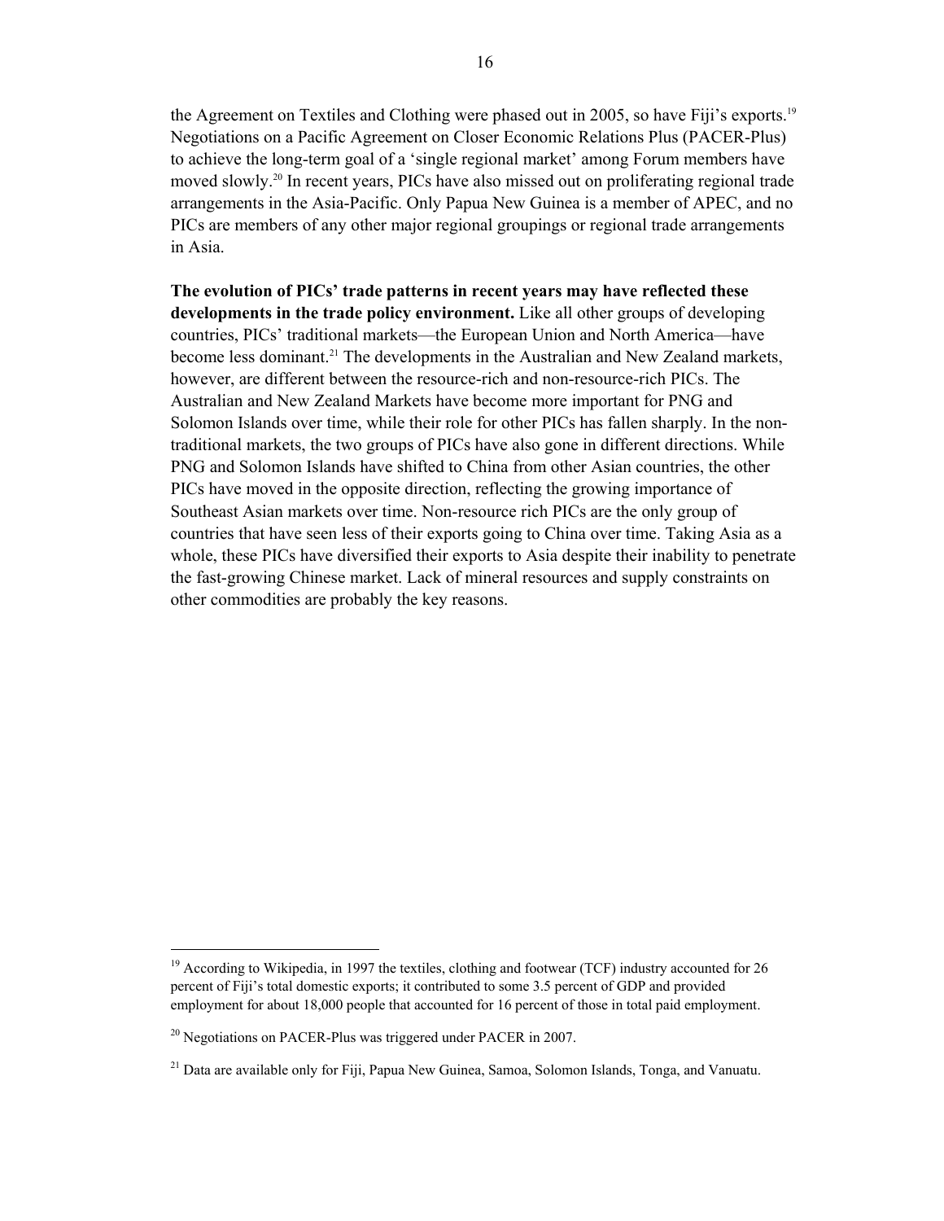the Agreement on Textiles and Clothing were phased out in 2005, so have Fiji's exports.[19] Negotiations on a Pacific Agreement on Closer Economic Relations Plus (PACER-Plus) to achieve the long-term goal of a 'single regional market' among Forum members have moved slowly.[20] In recent years, PICs have also missed out on proliferating regional trade arrangements in the Asia-Pacific. Only Papua New Guinea is a member of APEC, and no PICs are members of any other major regional groupings or regional trade arrangements in Asia.

**The evolution of PICs' trade patterns in recent years may have reflected these developments in the trade policy environment.** Like all other groups of developing countries, PICs' traditional markets—the European Union and North America—have become less dominant.[21] The developments in the Australian and New Zealand markets, however, are different between the resource-rich and non-resource-rich PICs. The Australian and New Zealand Markets have become more important for PNG and Solomon Islands over time, while their role for other PICs has fallen sharply. In the non-traditional markets, the two groups of PICs have also gone in different directions. While PNG and Solomon Islands have shifted to China from other Asian countries, the other PICs have moved in the opposite direction, reflecting the growing importance of Southeast Asian markets over time. Non-resource rich PICs are the only group of countries that have seen less of their exports going to China over time. Taking Asia as a whole, these PICs have diversified their exports to Asia despite their inability to penetrate the fast-growing Chinese market. Lack of mineral resources and supply constraints on other commodities are probably the key reasons.

---

[19] According to Wikipedia, in 1997 the textiles, clothing and footwear (TCF) industry accounted for 26 percent of Fiji's total domestic exports; it contributed to some 3.5 percent of GDP and provided employment for about 18,000 people that accounted for 16 percent of those in total paid employment.

[20] Negotiations on PACER-Plus was triggered under PACER in 2007.

[21] Data are available only for Fiji, Papua New Guinea, Samoa, Solomon Islands, Tonga, and Vanuatu.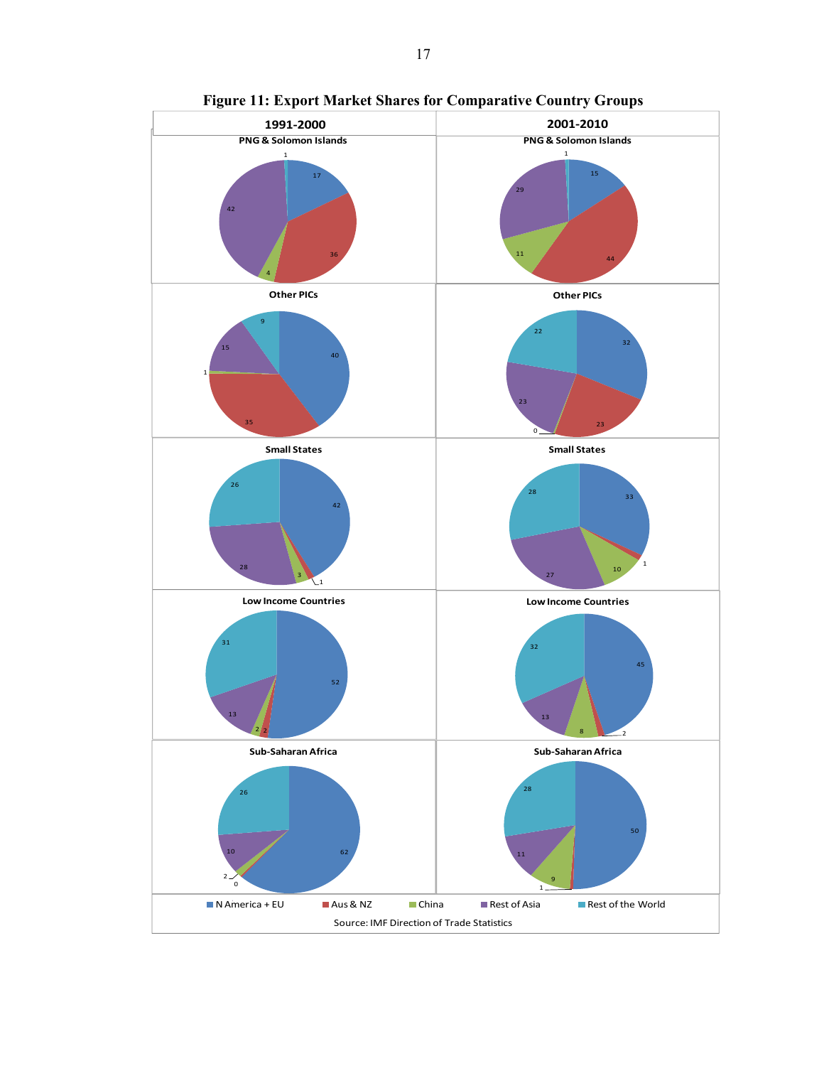**Figure 11: Export Market Shares for Comparative Country Groups**

| | 1991-2000 | | | | | 2001-2010 | | | | |
|---|---|---|---|---|---|---|---|---|---|---|
| | N America + EU | Aus & NZ | China | Rest of Asia | Rest of the World | N America + EU | Aus & NZ | China | Rest of Asia | Rest of the World |
| PNG & Solomon Islands | 17 | 36 | 4 | 42 | 1 | 15 | 44 | 11 | 29 | 1 |
| Other PICs | 40 | 35 | 1 | 15 | 9 | 32 | 23 | 0 | 23 | 22 |
| Small States | 42 | 1 | 3 | 28 | 26 | 33 | 1 | 10 | 27 | 28 |
| Low Income Countries | 52 | 2 | 2 | 13 | 31 | 45 | 2 | 8 | 13 | 32 |
| Sub-Saharan Africa | 62 | 0 | 2 | 10 | 26 | 50 | 1 | 9 | 11 | 28 |

Source: IMF Direction of Trade Statistics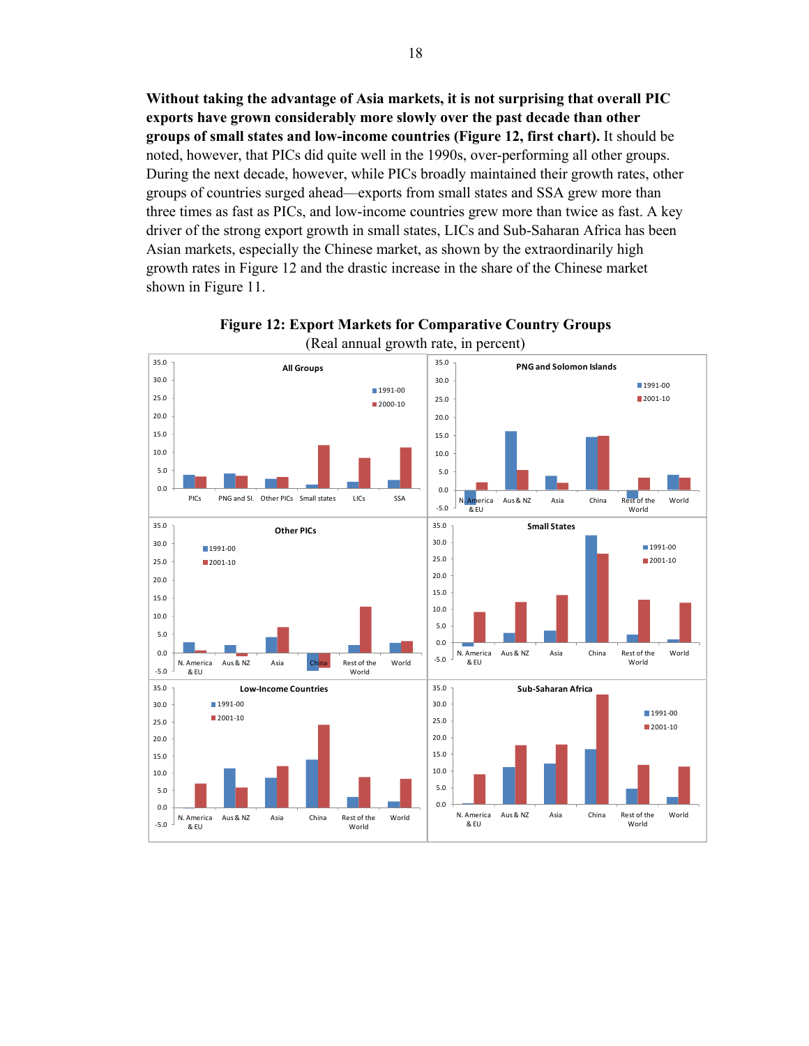**Without taking the advantage of Asia markets, it is not surprising that overall PIC exports have grown considerably more slowly over the past decade than other groups of small states and low-income countries (Figure 12, first chart).** It should be noted, however, that PICs did quite well in the 1990s, over-performing all other groups. During the next decade, however, while PICs broadly maintained their growth rates, other groups of countries surged ahead—exports from small states and SSA grew more than three times as fast as PICs, and low-income countries grew more than twice as fast. A key driver of the strong export growth in small states, LICs and Sub-Saharan Africa has been Asian markets, especially the Chinese market, as shown by the extraordinarily high growth rates in Figure 12 and the drastic increase in the share of the Chinese market shown in Figure 11.

**Figure 12: Export Markets for Comparative Country Groups**

(Real annual growth rate, in percent)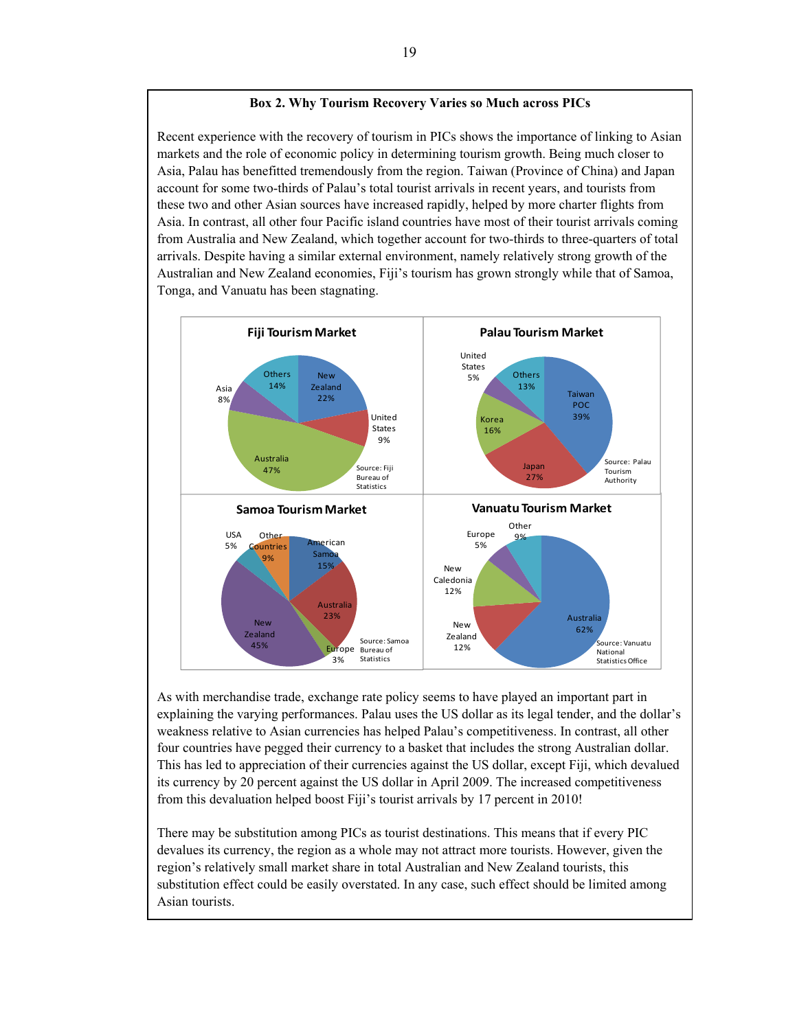**Box 2. Why Tourism Recovery Varies so Much across PICs**

Recent experience with the recovery of tourism in PICs shows the importance of linking to Asian markets and the role of economic policy in determining tourism growth. Being much closer to Asia, Palau has benefitted tremendously from the region. Taiwan (Province of China) and Japan account for some two-thirds of Palau's total tourist arrivals in recent years, and tourists from these two and other Asian sources have increased rapidly, helped by more charter flights from Asia. In contrast, all other four Pacific island countries have most of their tourist arrivals coming from Australia and New Zealand, which together account for two-thirds to three-quarters of total arrivals. Despite having a similar external environment, namely relatively strong growth of the Australian and New Zealand economies, Fiji's tourism has grown strongly while that of Samoa, Tonga, and Vanuatu has been stagnating.

**Fiji Tourism Market**

| Market | Share |
|---|---|
| New Zealand | 22% |
| United States | 9% |
| Australia | 47% |
| Asia | 8% |
| Others | 14% |

Source: Fiji Bureau of Statistics

**Palau Tourism Market**

| Market | Share |
|---|---|
| Taiwan POC | 39% |
| Japan | 27% |
| Korea | 16% |
| United States | 5% |
| Others | 13% |

Source: Palau Tourism Authority

**Samoa Tourism Market**

| Market | Share |
|---|---|
| American Samoa | 15% |
| Australia | 23% |
| Europe | 3% |
| New Zealand | 45% |
| USA | 5% |
| Other Countries | 9% |

Source: Samoa Bureau of Statistics

**Vanuatu Tourism Market**

| Market | Share |
|---|---|
| Australia | 62% |
| New Zealand | 12% |
| New Caledonia | 12% |
| Europe | 5% |
| Other | 9% |

Source: Vanuatu National Statistics Office

As with merchandise trade, exchange rate policy seems to have played an important part in explaining the varying performances. Palau uses the US dollar as its legal tender, and the dollar's weakness relative to Asian currencies has helped Palau's competitiveness. In contrast, all other four countries have pegged their currency to a basket that includes the strong Australian dollar. This has led to appreciation of their currencies against the US dollar, except Fiji, which devalued its currency by 20 percent against the US dollar in April 2009. The increased competitiveness from this devaluation helped boost Fiji's tourist arrivals by 17 percent in 2010!

There may be substitution among PICs as tourist destinations. This means that if every PIC devalues its currency, the region as a whole may not attract more tourists. However, given the region's relatively small market share in total Australian and New Zealand tourists, this substitution effect could be easily overstated. In any case, such effect should be limited among Asian tourists.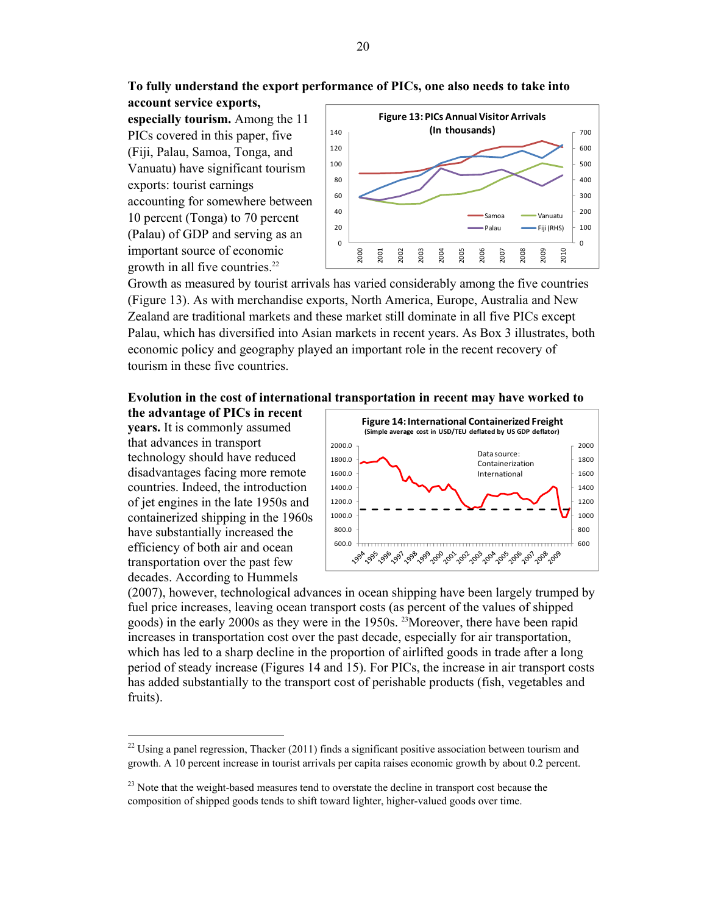**To fully understand the export performance of PICs, one also needs to take into account service exports, especially tourism.** Among the 11 PICs covered in this paper, five (Fiji, Palau, Samoa, Tonga, and Vanuatu) have significant tourism exports: tourist earnings accounting for somewhere between 10 percent (Tonga) to 70 percent (Palau) of GDP and serving as an important source of economic growth in all five countries.[22] Growth as measured by tourist arrivals has varied considerably among the five countries (Figure 13). As with merchandise exports, North America, Europe, Australia and New Zealand are traditional markets and these market still dominate in all five PICs except Palau, which has diversified into Asian markets in recent years. As Box 3 illustrates, both economic policy and geography played an important role in the recent recovery of tourism in these five countries.

**Figure 13: PICs Annual Visitor Arrivals (In thousands)**

**Evolution in the cost of international transportation in recent may have worked to the advantage of PICs in recent years.** It is commonly assumed that advances in transport technology should have reduced disadvantages facing more remote countries. Indeed, the introduction of jet engines in the late 1950s and containerized shipping in the 1960s have substantially increased the efficiency of both air and ocean transportation over the past few decades. According to Hummels (2007), however, technological advances in ocean shipping have been largely trumped by fuel price increases, leaving ocean transport costs (as percent of the values of shipped goods) in the early 2000s as they were in the 1950s. [23]Moreover, there have been rapid increases in transportation cost over the past decade, especially for air transportation, which has led to a sharp decline in the proportion of airlifted goods in trade after a long period of steady increase (Figures 14 and 15). For PICs, the increase in air transport costs has added substantially to the transport cost of perishable products (fish, vegetables and fruits).

**Figure 14: International Containerized Freight**
(Simple average cost in USD/TEU deflated by US GDP deflator)

Data source: Containerization International

---

[22] Using a panel regression, Thacker (2011) finds a significant positive association between tourism and growth. A 10 percent increase in tourist arrivals per capita raises economic growth by about 0.2 percent.

[23] Note that the weight-based measures tend to overstate the decline in transport cost because the composition of shipped goods tends to shift toward lighter, higher-valued goods over time.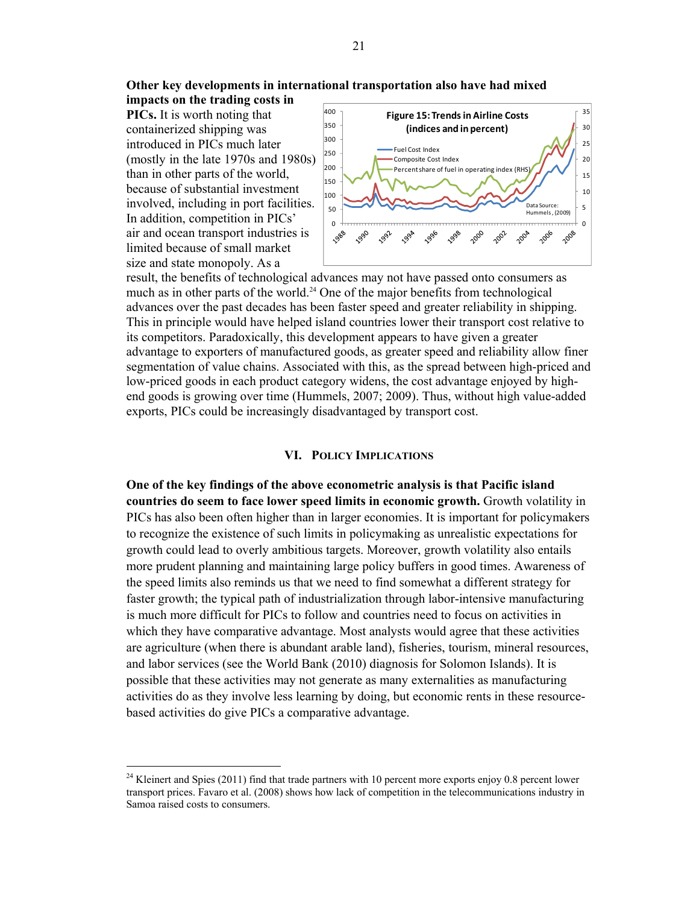**Other key developments in international transportation also have had mixed impacts on the trading costs in PICs.** It is worth noting that containerized shipping was introduced in PICs much later (mostly in the late 1970s and 1980s) than in other parts of the world, because of substantial investment involved, including in port facilities. In addition, competition in PICs' air and ocean transport industries is limited because of small market size and state monopoly. As a result, the benefits of technological advances may not have passed onto consumers as much as in other parts of the world.[24] One of the major benefits from technological advances over the past decades has been faster speed and greater reliability in shipping. This in principle would have helped island countries lower their transport cost relative to its competitors. Paradoxically, this development appears to have given a greater advantage to exporters of manufactured goods, as greater speed and reliability allow finer segmentation of value chains. Associated with this, as the spread between high-priced and low-priced goods in each product category widens, the cost advantage enjoyed by high-end goods is growing over time (Hummels, 2007; 2009). Thus, without high value-added exports, PICs could be increasingly disadvantaged by transport cost.

Figure 15: Trends in Airline Costs (indices and in percent)

Fuel Cost Index; Composite Cost Index; Percent share of fuel in operating index (RHS)

Data Source: Hummels, (2009)

## VI. Policy Implications

**One of the key findings of the above econometric analysis is that Pacific island countries do seem to face lower speed limits in economic growth.** Growth volatility in PICs has also been often higher than in larger economies. It is important for policymakers to recognize the existence of such limits in policymaking as unrealistic expectations for growth could lead to overly ambitious targets. Moreover, growth volatility also entails more prudent planning and maintaining large policy buffers in good times. Awareness of the speed limits also reminds us that we need to find somewhat a different strategy for faster growth; the typical path of industrialization through labor-intensive manufacturing is much more difficult for PICs to follow and countries need to focus on activities in which they have comparative advantage. Most analysts would agree that these activities are agriculture (when there is abundant arable land), fisheries, tourism, mineral resources, and labor services (see the World Bank (2010) diagnosis for Solomon Islands). It is possible that these activities may not generate as many externalities as manufacturing activities do as they involve less learning by doing, but economic rents in these resource-based activities do give PICs a comparative advantage.

---

[24] Kleinert and Spies (2011) find that trade partners with 10 percent more exports enjoy 0.8 percent lower transport prices. Favaro et al. (2008) shows how lack of competition in the telecommunications industry in Samoa raised costs to consumers.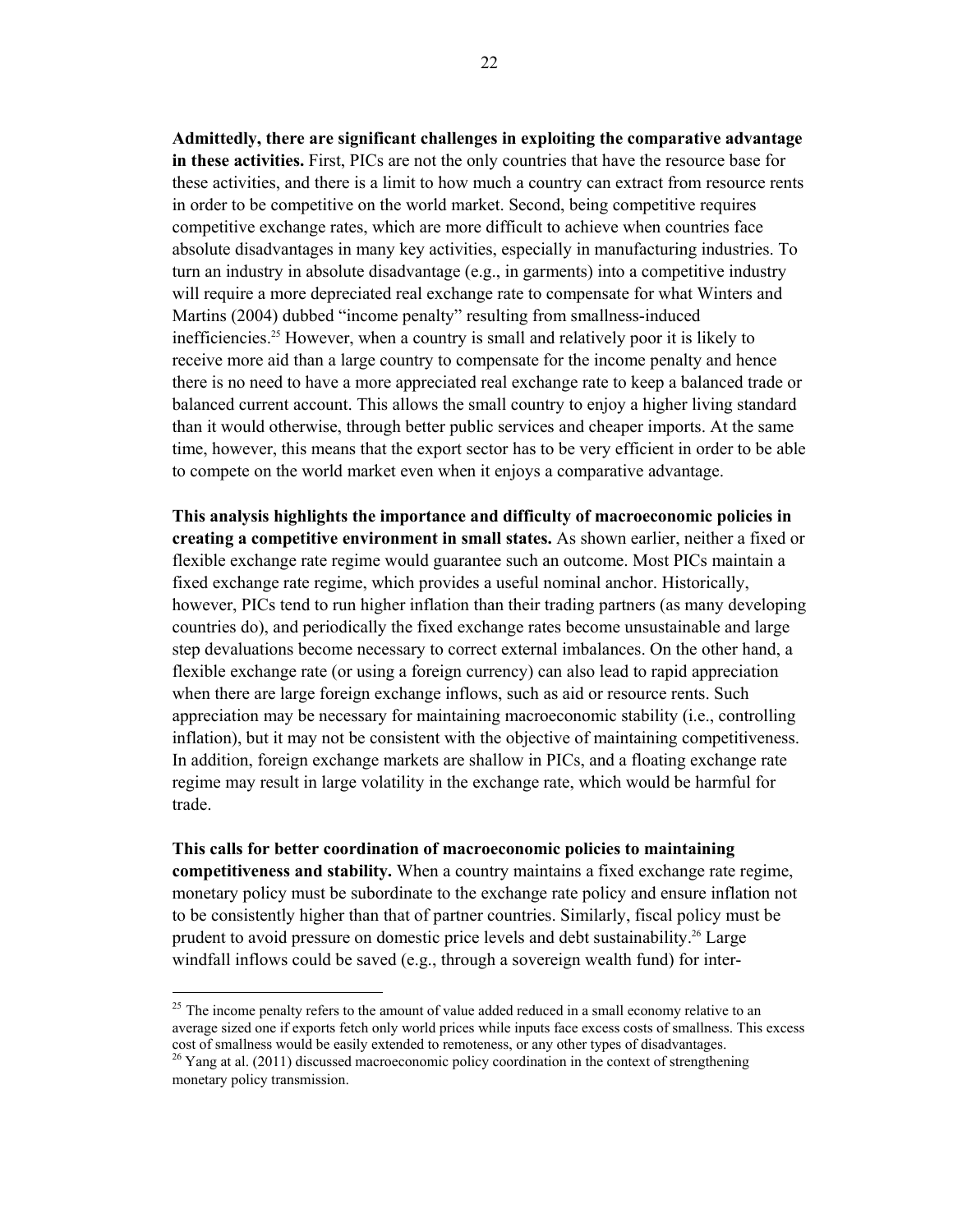**Admittedly, there are significant challenges in exploiting the comparative advantage in these activities.** First, PICs are not the only countries that have the resource base for these activities, and there is a limit to how much a country can extract from resource rents in order to be competitive on the world market. Second, being competitive requires competitive exchange rates, which are more difficult to achieve when countries face absolute disadvantages in many key activities, especially in manufacturing industries. To turn an industry in absolute disadvantage (e.g., in garments) into a competitive industry will require a more depreciated real exchange rate to compensate for what Winters and Martins (2004) dubbed "income penalty" resulting from smallness-induced inefficiencies.[25] However, when a country is small and relatively poor it is likely to receive more aid than a large country to compensate for the income penalty and hence there is no need to have a more appreciated real exchange rate to keep a balanced trade or balanced current account. This allows the small country to enjoy a higher living standard than it would otherwise, through better public services and cheaper imports. At the same time, however, this means that the export sector has to be very efficient in order to be able to compete on the world market even when it enjoys a comparative advantage.

**This analysis highlights the importance and difficulty of macroeconomic policies in creating a competitive environment in small states.** As shown earlier, neither a fixed or flexible exchange rate regime would guarantee such an outcome. Most PICs maintain a fixed exchange rate regime, which provides a useful nominal anchor. Historically, however, PICs tend to run higher inflation than their trading partners (as many developing countries do), and periodically the fixed exchange rates become unsustainable and large step devaluations become necessary to correct external imbalances. On the other hand, a flexible exchange rate (or using a foreign currency) can also lead to rapid appreciation when there are large foreign exchange inflows, such as aid or resource rents. Such appreciation may be necessary for maintaining macroeconomic stability (i.e., controlling inflation), but it may not be consistent with the objective of maintaining competitiveness. In addition, foreign exchange markets are shallow in PICs, and a floating exchange rate regime may result in large volatility in the exchange rate, which would be harmful for trade.

**This calls for better coordination of macroeconomic policies to maintaining competitiveness and stability.** When a country maintains a fixed exchange rate regime, monetary policy must be subordinate to the exchange rate policy and ensure inflation not to be consistently higher than that of partner countries. Similarly, fiscal policy must be prudent to avoid pressure on domestic price levels and debt sustainability.[26] Large windfall inflows could be saved (e.g., through a sovereign wealth fund) for inter-

---

[25] The income penalty refers to the amount of value added reduced in a small economy relative to an average sized one if exports fetch only world prices while inputs face excess costs of smallness. This excess cost of smallness would be easily extended to remoteness, or any other types of disadvantages.

[26] Yang at al. (2011) discussed macroeconomic policy coordination in the context of strengthening monetary policy transmission.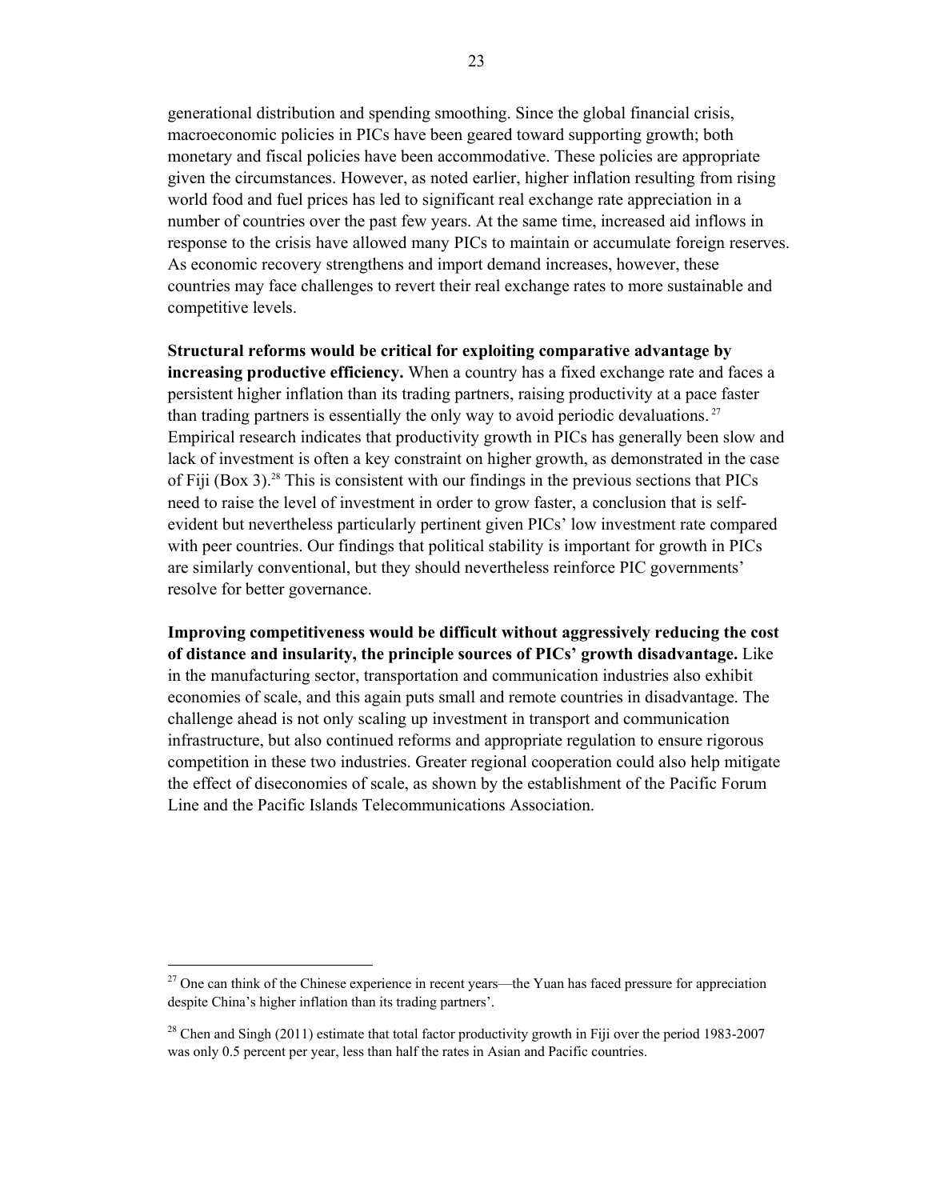generational distribution and spending smoothing. Since the global financial crisis, macroeconomic policies in PICs have been geared toward supporting growth; both monetary and fiscal policies have been accommodative. These policies are appropriate given the circumstances. However, as noted earlier, higher inflation resulting from rising world food and fuel prices has led to significant real exchange rate appreciation in a number of countries over the past few years. At the same time, increased aid inflows in response to the crisis have allowed many PICs to maintain or accumulate foreign reserves. As economic recovery strengthens and import demand increases, however, these countries may face challenges to revert their real exchange rates to more sustainable and competitive levels.

**Structural reforms would be critical for exploiting comparative advantage by increasing productive efficiency.** When a country has a fixed exchange rate and faces a persistent higher inflation than its trading partners, raising productivity at a pace faster than trading partners is essentially the only way to avoid periodic devaluations.[27] Empirical research indicates that productivity growth in PICs has generally been slow and lack of investment is often a key constraint on higher growth, as demonstrated in the case of Fiji (Box 3).[28] This is consistent with our findings in the previous sections that PICs need to raise the level of investment in order to grow faster, a conclusion that is self-evident but nevertheless particularly pertinent given PICs' low investment rate compared with peer countries. Our findings that political stability is important for growth in PICs are similarly conventional, but they should nevertheless reinforce PIC governments' resolve for better governance.

**Improving competitiveness would be difficult without aggressively reducing the cost of distance and insularity, the principle sources of PICs' growth disadvantage.** Like in the manufacturing sector, transportation and communication industries also exhibit economies of scale, and this again puts small and remote countries in disadvantage. The challenge ahead is not only scaling up investment in transport and communication infrastructure, but also continued reforms and appropriate regulation to ensure rigorous competition in these two industries. Greater regional cooperation could also help mitigate the effect of diseconomies of scale, as shown by the establishment of the Pacific Forum Line and the Pacific Islands Telecommunications Association.

---

[27] One can think of the Chinese experience in recent years—the Yuan has faced pressure for appreciation despite China's higher inflation than its trading partners'.

[28] Chen and Singh (2011) estimate that total factor productivity growth in Fiji over the period 1983-2007 was only 0.5 percent per year, less than half the rates in Asian and Pacific countries.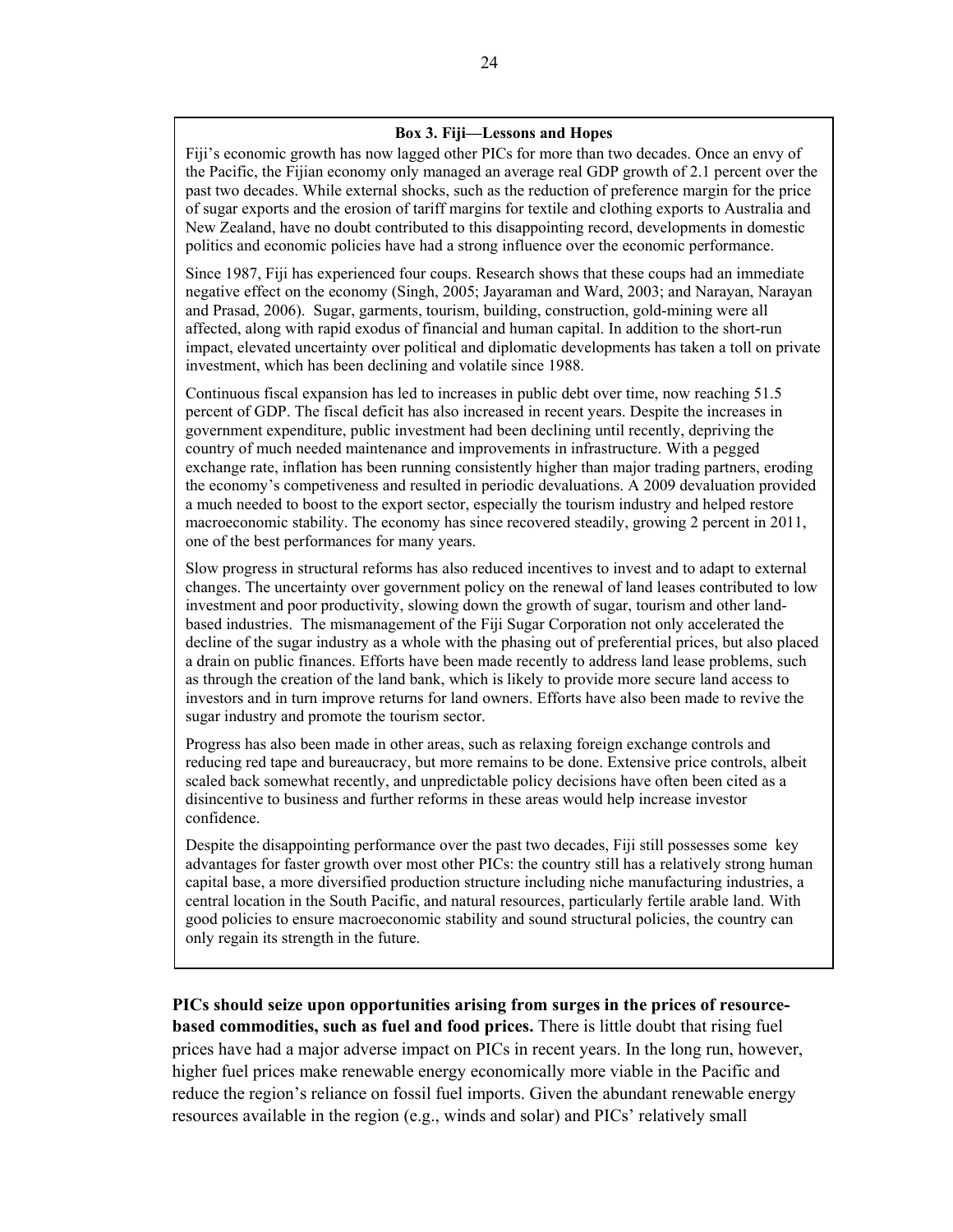**Box 3. Fiji—Lessons and Hopes**

Fiji's economic growth has now lagged other PICs for more than two decades. Once an envy of the Pacific, the Fijian economy only managed an average real GDP growth of 2.1 percent over the past two decades. While external shocks, such as the reduction of preference margin for the price of sugar exports and the erosion of tariff margins for textile and clothing exports to Australia and New Zealand, have no doubt contributed to this disappointing record, developments in domestic politics and economic policies have had a strong influence over the economic performance.

Since 1987, Fiji has experienced four coups. Research shows that these coups had an immediate negative effect on the economy (Singh, 2005; Jayaraman and Ward, 2003; and Narayan, Narayan and Prasad, 2006). Sugar, garments, tourism, building, construction, gold-mining were all affected, along with rapid exodus of financial and human capital. In addition to the short-run impact, elevated uncertainty over political and diplomatic developments has taken a toll on private investment, which has been declining and volatile since 1988.

Continuous fiscal expansion has led to increases in public debt over time, now reaching 51.5 percent of GDP. The fiscal deficit has also increased in recent years. Despite the increases in government expenditure, public investment had been declining until recently, depriving the country of much needed maintenance and improvements in infrastructure. With a pegged exchange rate, inflation has been running consistently higher than major trading partners, eroding the economy's competiveness and resulted in periodic devaluations. A 2009 devaluation provided a much needed to boost to the export sector, especially the tourism industry and helped restore macroeconomic stability. The economy has since recovered steadily, growing 2 percent in 2011, one of the best performances for many years.

Slow progress in structural reforms has also reduced incentives to invest and to adapt to external changes. The uncertainty over government policy on the renewal of land leases contributed to low investment and poor productivity, slowing down the growth of sugar, tourism and other land-based industries. The mismanagement of the Fiji Sugar Corporation not only accelerated the decline of the sugar industry as a whole with the phasing out of preferential prices, but also placed a drain on public finances. Efforts have been made recently to address land lease problems, such as through the creation of the land bank, which is likely to provide more secure land access to investors and in turn improve returns for land owners. Efforts have also been made to revive the sugar industry and promote the tourism sector.

Progress has also been made in other areas, such as relaxing foreign exchange controls and reducing red tape and bureaucracy, but more remains to be done. Extensive price controls, albeit scaled back somewhat recently, and unpredictable policy decisions have often been cited as a disincentive to business and further reforms in these areas would help increase investor confidence.

Despite the disappointing performance over the past two decades, Fiji still possesses some key advantages for faster growth over most other PICs: the country still has a relatively strong human capital base, a more diversified production structure including niche manufacturing industries, a central location in the South Pacific, and natural resources, particularly fertile arable land. With good policies to ensure macroeconomic stability and sound structural policies, the country can only regain its strength in the future.

**PICs should seize upon opportunities arising from surges in the prices of resource-based commodities, such as fuel and food prices.** There is little doubt that rising fuel prices have had a major adverse impact on PICs in recent years. In the long run, however, higher fuel prices make renewable energy economically more viable in the Pacific and reduce the region's reliance on fossil fuel imports. Given the abundant renewable energy resources available in the region (e.g., winds and solar) and PICs' relatively small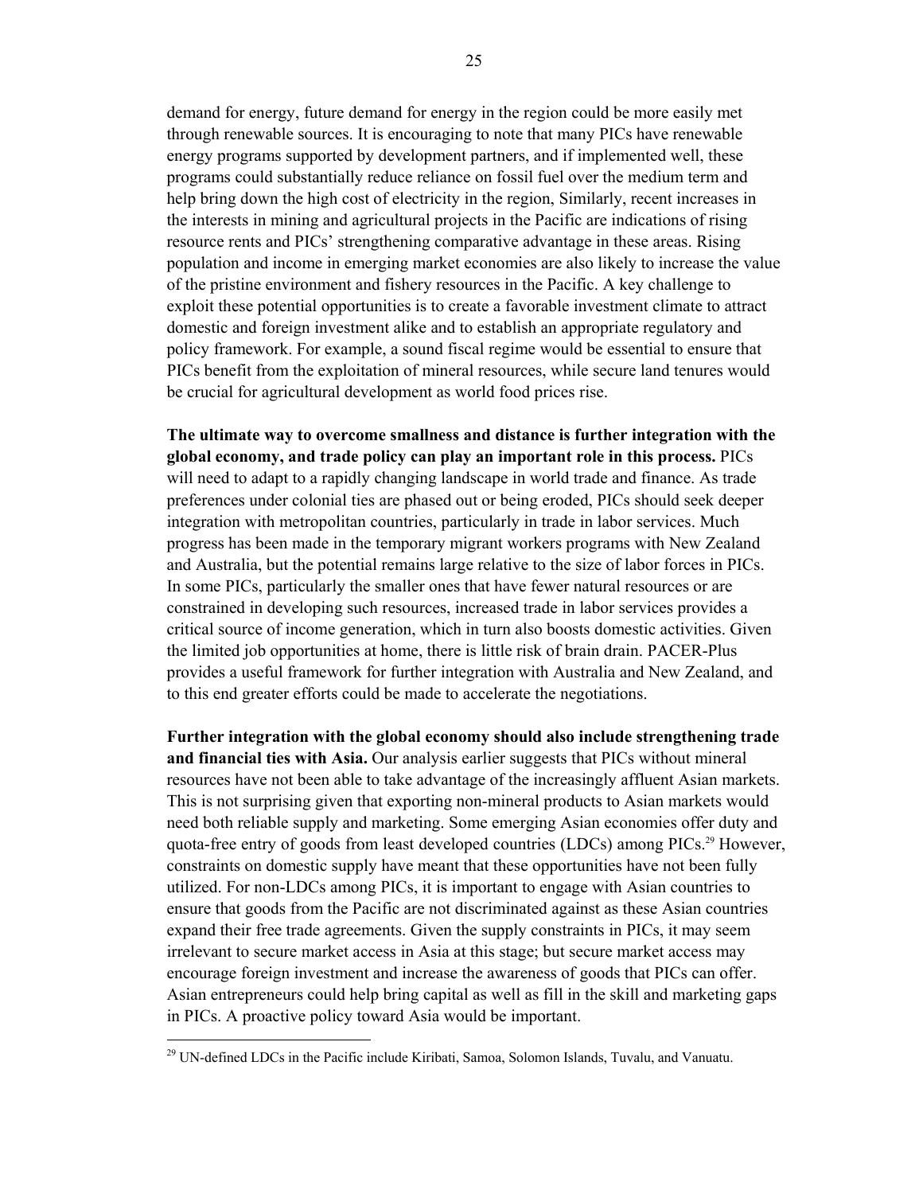demand for energy, future demand for energy in the region could be more easily met through renewable sources. It is encouraging to note that many PICs have renewable energy programs supported by development partners, and if implemented well, these programs could substantially reduce reliance on fossil fuel over the medium term and help bring down the high cost of electricity in the region, Similarly, recent increases in the interests in mining and agricultural projects in the Pacific are indications of rising resource rents and PICs' strengthening comparative advantage in these areas. Rising population and income in emerging market economies are also likely to increase the value of the pristine environment and fishery resources in the Pacific. A key challenge to exploit these potential opportunities is to create a favorable investment climate to attract domestic and foreign investment alike and to establish an appropriate regulatory and policy framework. For example, a sound fiscal regime would be essential to ensure that PICs benefit from the exploitation of mineral resources, while secure land tenures would be crucial for agricultural development as world food prices rise.

**The ultimate way to overcome smallness and distance is further integration with the global economy, and trade policy can play an important role in this process.** PICs will need to adapt to a rapidly changing landscape in world trade and finance. As trade preferences under colonial ties are phased out or being eroded, PICs should seek deeper integration with metropolitan countries, particularly in trade in labor services. Much progress has been made in the temporary migrant workers programs with New Zealand and Australia, but the potential remains large relative to the size of labor forces in PICs. In some PICs, particularly the smaller ones that have fewer natural resources or are constrained in developing such resources, increased trade in labor services provides a critical source of income generation, which in turn also boosts domestic activities. Given the limited job opportunities at home, there is little risk of brain drain. PACER-Plus provides a useful framework for further integration with Australia and New Zealand, and to this end greater efforts could be made to accelerate the negotiations.

**Further integration with the global economy should also include strengthening trade and financial ties with Asia.** Our analysis earlier suggests that PICs without mineral resources have not been able to take advantage of the increasingly affluent Asian markets. This is not surprising given that exporting non-mineral products to Asian markets would need both reliable supply and marketing. Some emerging Asian economies offer duty and quota-free entry of goods from least developed countries (LDCs) among PICs.[29] However, constraints on domestic supply have meant that these opportunities have not been fully utilized. For non-LDCs among PICs, it is important to engage with Asian countries to ensure that goods from the Pacific are not discriminated against as these Asian countries expand their free trade agreements. Given the supply constraints in PICs, it may seem irrelevant to secure market access in Asia at this stage; but secure market access may encourage foreign investment and increase the awareness of goods that PICs can offer. Asian entrepreneurs could help bring capital as well as fill in the skill and marketing gaps in PICs. A proactive policy toward Asia would be important.

[29] UN-defined LDCs in the Pacific include Kiribati, Samoa, Solomon Islands, Tuvalu, and Vanuatu.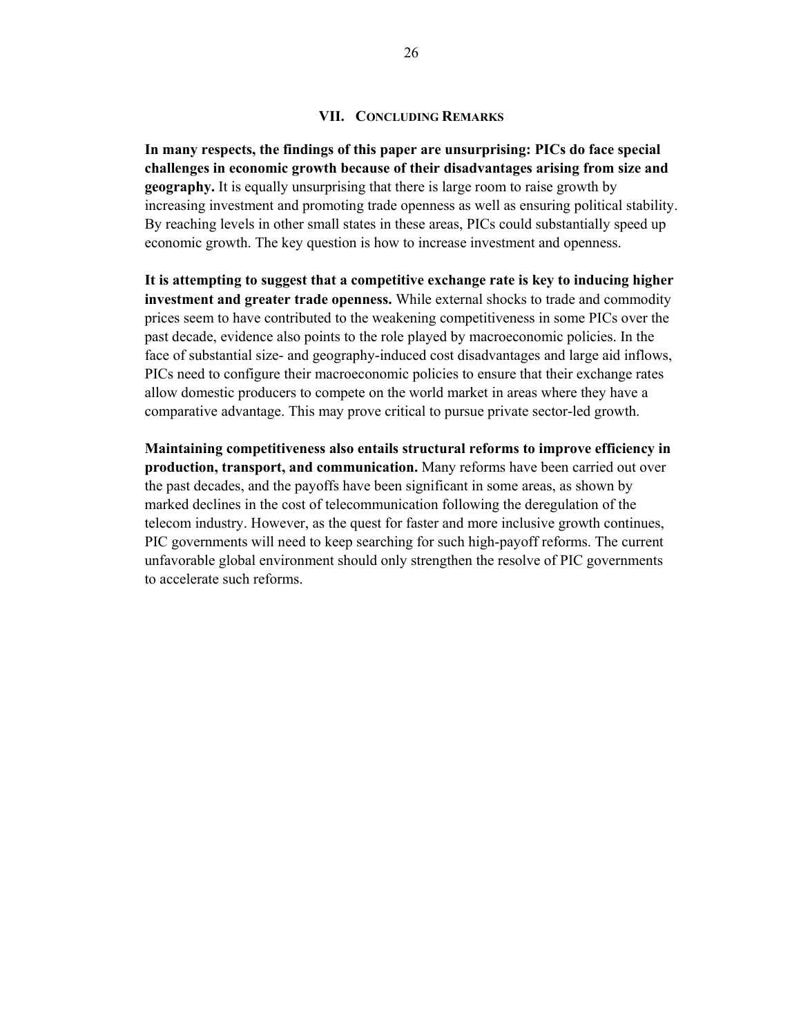## VII. Concluding Remarks

**In many respects, the findings of this paper are unsurprising: PICs do face special challenges in economic growth because of their disadvantages arising from size and geography.** It is equally unsurprising that there is large room to raise growth by increasing investment and promoting trade openness as well as ensuring political stability. By reaching levels in other small states in these areas, PICs could substantially speed up economic growth. The key question is how to increase investment and openness.

**It is attempting to suggest that a competitive exchange rate is key to inducing higher investment and greater trade openness.** While external shocks to trade and commodity prices seem to have contributed to the weakening competitiveness in some PICs over the past decade, evidence also points to the role played by macroeconomic policies. In the face of substantial size- and geography-induced cost disadvantages and large aid inflows, PICs need to configure their macroeconomic policies to ensure that their exchange rates allow domestic producers to compete on the world market in areas where they have a comparative advantage. This may prove critical to pursue private sector-led growth.

**Maintaining competitiveness also entails structural reforms to improve efficiency in production, transport, and communication.** Many reforms have been carried out over the past decades, and the payoffs have been significant in some areas, as shown by marked declines in the cost of telecommunication following the deregulation of the telecom industry. However, as the quest for faster and more inclusive growth continues, PIC governments will need to keep searching for such high-payoff reforms. The current unfavorable global environment should only strengthen the resolve of PIC governments to accelerate such reforms.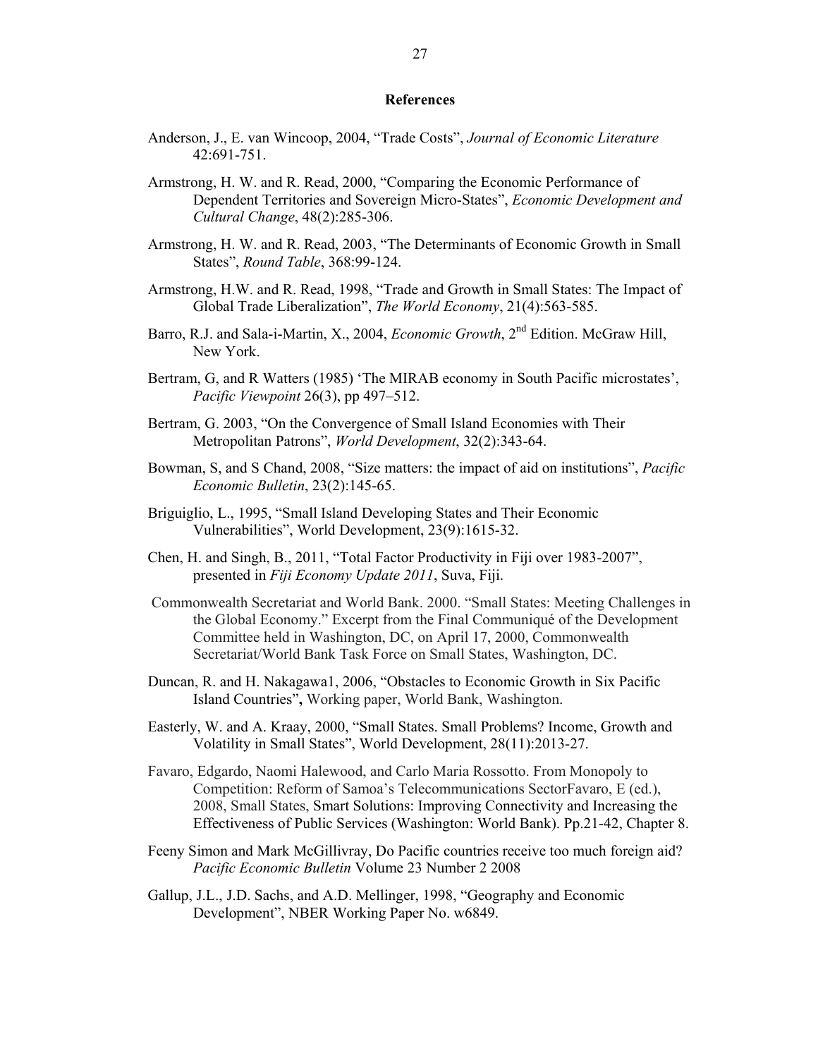**References**

Anderson, J., E. van Wincoop, 2004, "Trade Costs", *Journal of Economic Literature* 42:691-751.

Armstrong, H. W. and R. Read, 2000, "Comparing the Economic Performance of Dependent Territories and Sovereign Micro-States", *Economic Development and Cultural Change*, 48(2):285-306.

Armstrong, H. W. and R. Read, 2003, "The Determinants of Economic Growth in Small States", *Round Table*, 368:99-124.

Armstrong, H.W. and R. Read, 1998, "Trade and Growth in Small States: The Impact of Global Trade Liberalization", *The World Economy*, 21(4):563-585.

Barro, R.J. and Sala-i-Martin, X., 2004, *Economic Growth*, 2nd Edition. McGraw Hill, New York.

Bertram, G, and R Watters (1985) 'The MIRAB economy in South Pacific microstates', *Pacific Viewpoint* 26(3), pp 497–512.

Bertram, G. 2003, "On the Convergence of Small Island Economies with Their Metropolitan Patrons", *World Development*, 32(2):343-64.

Bowman, S, and S Chand, 2008, "Size matters: the impact of aid on institutions", *Pacific Economic Bulletin*, 23(2):145-65.

Briguiglio, L., 1995, "Small Island Developing States and Their Economic Vulnerabilities", World Development, 23(9):1615-32.

Chen, H. and Singh, B., 2011, "Total Factor Productivity in Fiji over 1983-2007", presented in *Fiji Economy Update 2011*, Suva, Fiji.

Commonwealth Secretariat and World Bank. 2000. "Small States: Meeting Challenges in the Global Economy." Excerpt from the Final Communiqué of the Development Committee held in Washington, DC, on April 17, 2000, Commonwealth Secretariat/World Bank Task Force on Small States, Washington, DC.

Duncan, R. and H. Nakagawa1, 2006, "Obstacles to Economic Growth in Six Pacific Island Countries"**,** Working paper, World Bank, Washington.

Easterly, W. and A. Kraay, 2000, "Small States. Small Problems? Income, Growth and Volatility in Small States", World Development, 28(11):2013-27.

Favaro, Edgardo, Naomi Halewood, and Carlo Maria Rossotto. From Monopoly to Competition: Reform of Samoa's Telecommunications SectorFavaro, E (ed.), 2008, Small States, Smart Solutions: Improving Connectivity and Increasing the Effectiveness of Public Services (Washington: World Bank). Pp.21-42, Chapter 8.

Feeny Simon and Mark McGillivray, Do Pacific countries receive too much foreign aid? *Pacific Economic Bulletin* Volume 23 Number 2 2008

Gallup, J.L., J.D. Sachs, and A.D. Mellinger, 1998, "Geography and Economic Development", NBER Working Paper No. w6849.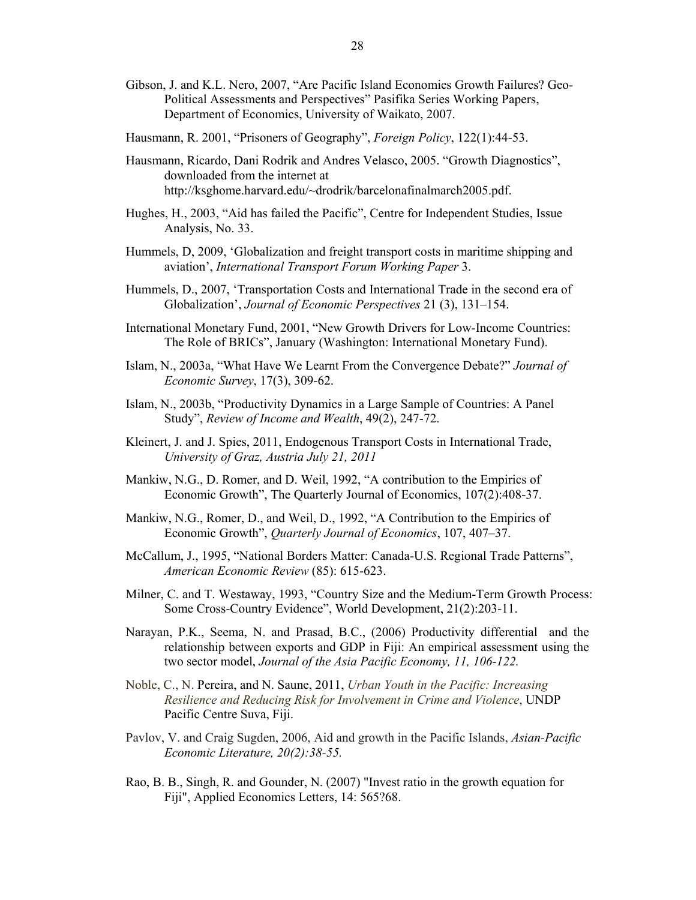Gibson, J. and K.L. Nero, 2007, "Are Pacific Island Economies Growth Failures? Geo-Political Assessments and Perspectives" Pasifika Series Working Papers, Department of Economics, University of Waikato, 2007.

Hausmann, R. 2001, "Prisoners of Geography", *Foreign Policy*, 122(1):44-53.

Hausmann, Ricardo, Dani Rodrik and Andres Velasco, 2005. "Growth Diagnostics", downloaded from the internet at http://ksghome.harvard.edu/~drodrik/barcelonafinalmarch2005.pdf.

Hughes, H., 2003, "Aid has failed the Pacific", Centre for Independent Studies, Issue Analysis, No. 33.

Hummels, D, 2009, 'Globalization and freight transport costs in maritime shipping and aviation', *International Transport Forum Working Paper* 3.

Hummels, D., 2007, 'Transportation Costs and International Trade in the second era of Globalization', *Journal of Economic Perspectives* 21 (3), 131–154.

International Monetary Fund, 2001, "New Growth Drivers for Low-Income Countries: The Role of BRICs", January (Washington: International Monetary Fund).

Islam, N., 2003a, "What Have We Learnt From the Convergence Debate?" *Journal of Economic Survey*, 17(3), 309-62.

Islam, N., 2003b, "Productivity Dynamics in a Large Sample of Countries: A Panel Study", *Review of Income and Wealth*, 49(2), 247-72.

Kleinert, J. and J. Spies, 2011, Endogenous Transport Costs in International Trade, *University of Graz, Austria July 21, 2011*

Mankiw, N.G., D. Romer, and D. Weil, 1992, "A contribution to the Empirics of Economic Growth", The Quarterly Journal of Economics, 107(2):408-37.

Mankiw, N.G., Romer, D., and Weil, D., 1992, "A Contribution to the Empirics of Economic Growth", *Quarterly Journal of Economics*, 107, 407–37.

McCallum, J., 1995, "National Borders Matter: Canada-U.S. Regional Trade Patterns", *American Economic Review* (85): 615-623.

Milner, C. and T. Westaway, 1993, "Country Size and the Medium-Term Growth Process: Some Cross-Country Evidence", World Development, 21(2):203-11.

Narayan, P.K., Seema, N. and Prasad, B.C., (2006) Productivity differential and the relationship between exports and GDP in Fiji: An empirical assessment using the two sector model, *Journal of the Asia Pacific Economy, 11, 106-122.*

Noble, C., N. Pereira, and N. Saune, 2011, *Urban Youth in the Pacific: Increasing Resilience and Reducing Risk for Involvement in Crime and Violence*, UNDP Pacific Centre Suva, Fiji.

Pavlov, V. and Craig Sugden, 2006, Aid and growth in the Pacific Islands, *Asian-Pacific Economic Literature, 20(2):38-55.*

Rao, B. B., Singh, R. and Gounder, N. (2007) "Invest ratio in the growth equation for Fiji", Applied Economics Letters, 14: 565?68.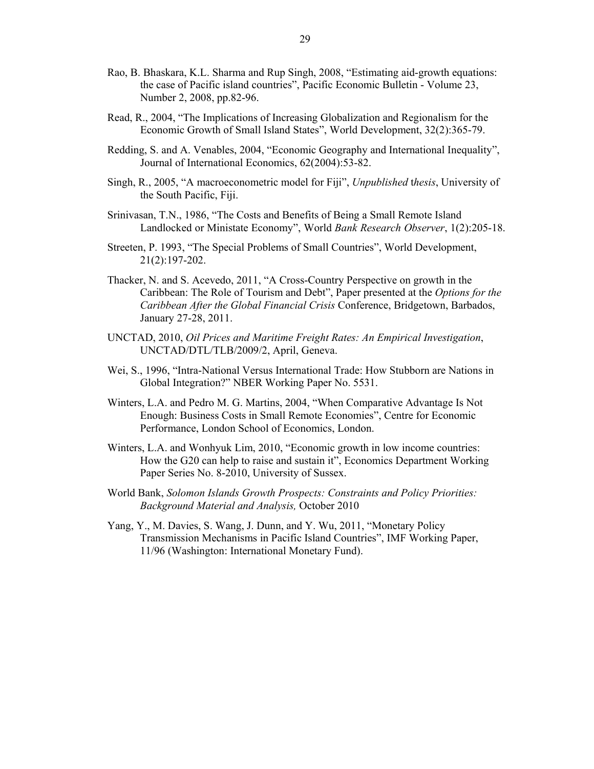Rao, B. Bhaskara, K.L. Sharma and Rup Singh, 2008, "Estimating aid-growth equations: the case of Pacific island countries", Pacific Economic Bulletin - Volume 23, Number 2, 2008, pp.82-96.

Read, R., 2004, "The Implications of Increasing Globalization and Regionalism for the Economic Growth of Small Island States", World Development, 32(2):365-79.

Redding, S. and A. Venables, 2004, "Economic Geography and International Inequality", Journal of International Economics, 62(2004):53-82.

Singh, R., 2005, "A macroeconometric model for Fiji", *Unpublished* t*hesis*, University of the South Pacific, Fiji.

Srinivasan, T.N., 1986, "The Costs and Benefits of Being a Small Remote Island Landlocked or Ministate Economy", World *Bank Research Observer*, 1(2):205-18.

Streeten, P. 1993, "The Special Problems of Small Countries", World Development, 21(2):197-202.

Thacker, N. and S. Acevedo, 2011, "A Cross-Country Perspective on growth in the Caribbean: The Role of Tourism and Debt", Paper presented at the *Options for the Caribbean After the Global Financial Crisis* Conference, Bridgetown, Barbados, January 27-28, 2011.

UNCTAD, 2010, *Oil Prices and Maritime Freight Rates: An Empirical Investigation*, UNCTAD/DTL/TLB/2009/2, April, Geneva.

Wei, S., 1996, "Intra-National Versus International Trade: How Stubborn are Nations in Global Integration?" NBER Working Paper No. 5531.

Winters, L.A. and Pedro M. G. Martins, 2004, "When Comparative Advantage Is Not Enough: Business Costs in Small Remote Economies", Centre for Economic Performance, London School of Economics, London.

Winters, L.A. and Wonhyuk Lim, 2010, "Economic growth in low income countries: How the G20 can help to raise and sustain it", Economics Department Working Paper Series No. 8-2010, University of Sussex.

World Bank, *Solomon Islands Growth Prospects: Constraints and Policy Priorities: Background Material and Analysis,* October 2010

Yang, Y., M. Davies, S. Wang, J. Dunn, and Y. Wu, 2011, "Monetary Policy Transmission Mechanisms in Pacific Island Countries", IMF Working Paper, 11/96 (Washington: International Monetary Fund).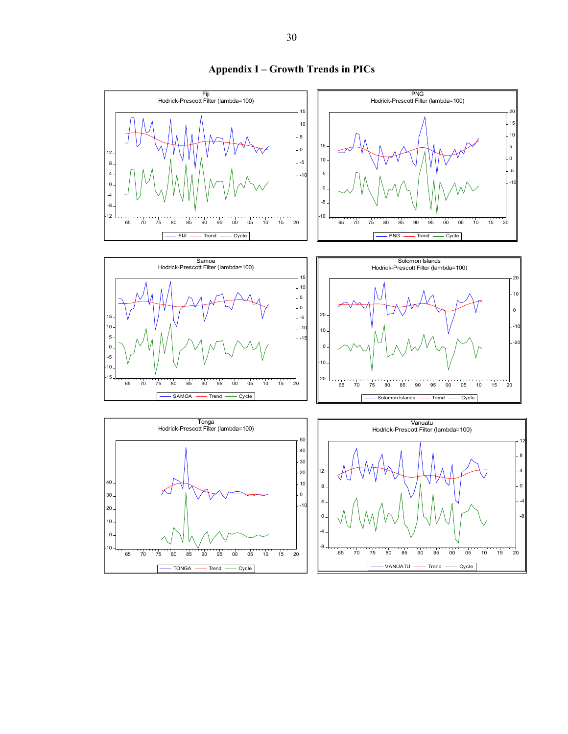# Appendix I – Growth Trends in PICs

Fiji
Hodrick-Prescott Filter (lambda=100)

FIJI — Trend — Cycle

PNG
Hodrick-Prescott Filter (lambda=100)

PNG — Trend — Cycle

Samoa
Hodrick-Prescott Filter (lambda=100)

SAMOA — Trend — Cycle

Solomon Islands
Hodrick-Prescott Filter (lambda=100)

Solomon Islands — Trend — Cycle

Tonga
Hodrick-Prescott Filter (lambda=100)

TONGA — Trend — Cycle

Vanuatu
Hodrick-Prescott Filter (lambda=100)

VANUATU — Trend — Cycle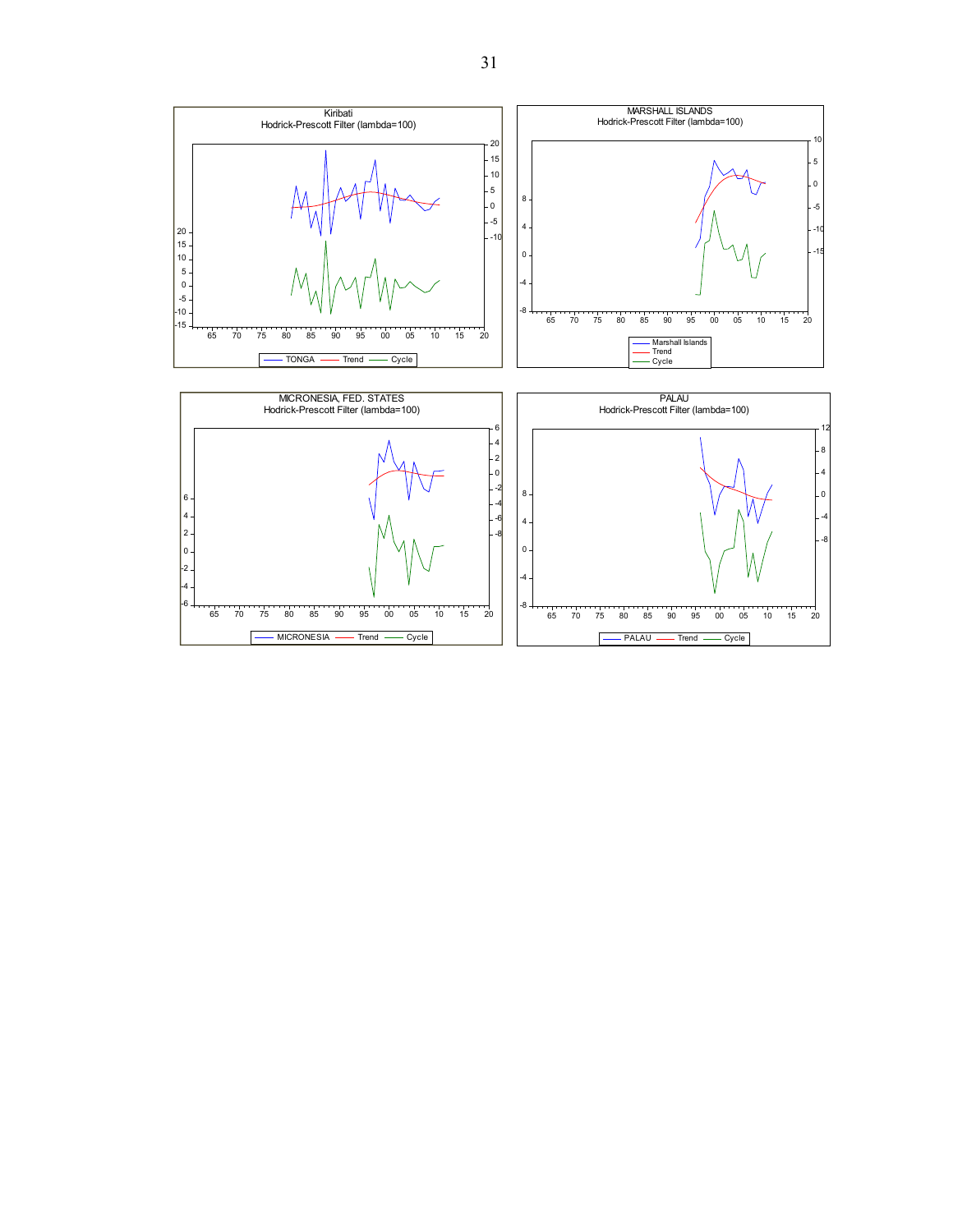Kiribati
Hodrick-Prescott Filter (lambda=100)

TONGA — Trend — Cycle

MARSHALL ISLANDS
Hodrick-Prescott Filter (lambda=100)

Marshall Islands — Trend — Cycle

MICRONESIA, FED. STATES
Hodrick-Prescott Filter (lambda=100)

MICRONESIA — Trend — Cycle

PALAU
Hodrick-Prescott Filter (lambda=100)

PALAU — Trend — Cycle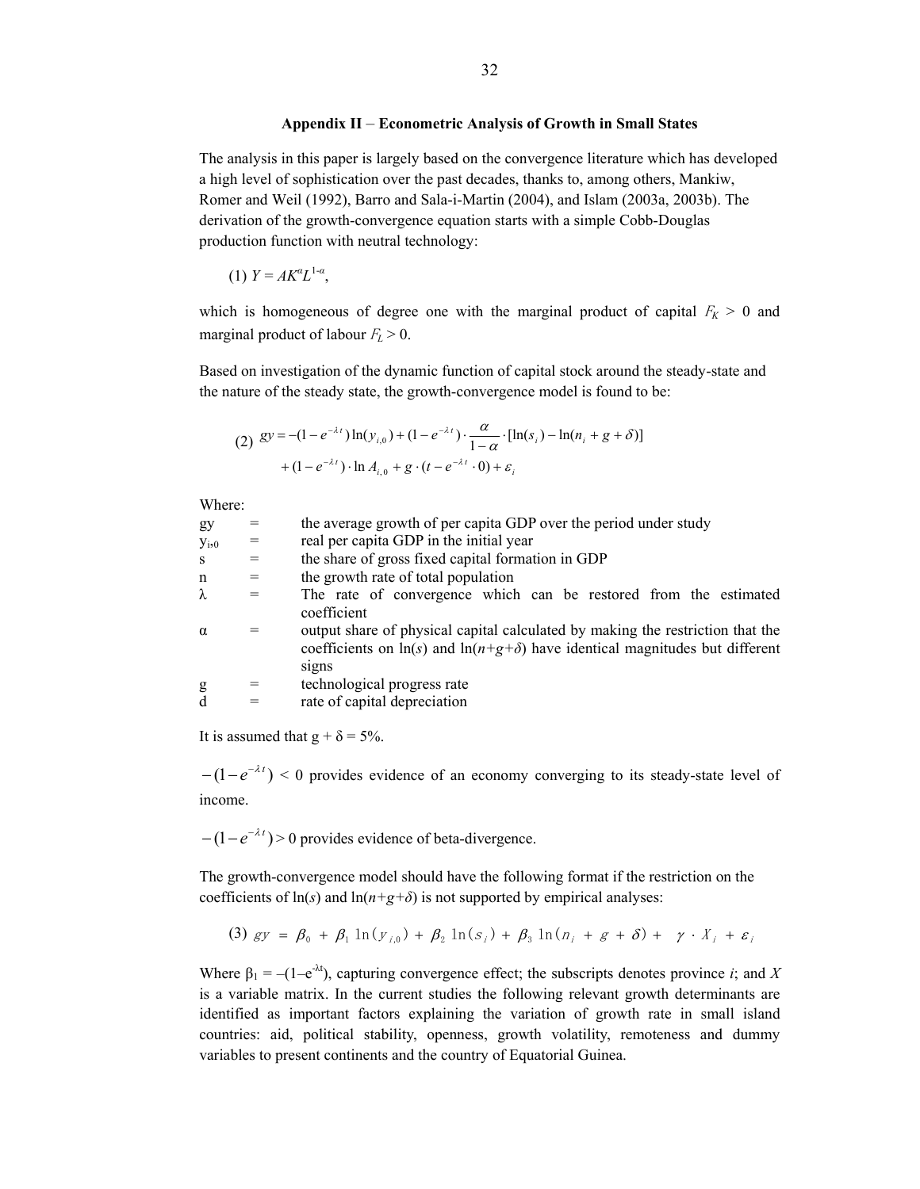## Appendix II – Econometric Analysis of Growth in Small States

The analysis in this paper is largely based on the convergence literature which has developed a high level of sophistication over the past decades, thanks to, among others, Mankiw, Romer and Weil (1992), Barro and Sala-i-Martin (2004), and Islam (2003a, 2003b). The derivation of the growth-convergence equation starts with a simple Cobb-Douglas production function with neutral technology:

(1) $Y = AK^{\alpha}L^{1\text{-}\alpha}$,

which is homogeneous of degree one with the marginal product of capital $F_K > 0$ and marginal product of labour $F_L > 0$.

Based on investigation of the dynamic function of capital stock around the steady-state and the nature of the steady state, the growth-convergence model is found to be:

$$
(2)\quad gy = -(1-e^{-\lambda t})\ln(y_{i,0}) + (1-e^{-\lambda t})\cdot\frac{\alpha}{1-\alpha}\cdot[\ln(s_i) - \ln(n_i + g + \delta)]
$$

$$
+ (1-e^{-\lambda t})\cdot\ln A_{i,0} + g\cdot(t - e^{-\lambda t}\cdot 0) + \varepsilon_i
$$

Where:

| | | |
|---|---|---|
| gy | = | the average growth of per capita GDP over the period under study |
| $y_{i,0}$ | = | real per capita GDP in the initial year |
| s | = | the share of gross fixed capital formation in GDP |
| n | = | the growth rate of total population |
| λ | = | The rate of convergence which can be restored from the estimated coefficient |
| α | = | output share of physical capital calculated by making the restriction that the coefficients on ln(*s*) and ln(*n*+*g*+*δ*) have identical magnitudes but different signs |
| g | = | technological progress rate |
| d | = | rate of capital depreciation |

It is assumed that g + δ = 5%.

$-(1-e^{-\lambda t}) < 0$ provides evidence of an economy converging to its steady-state level of income.

$-(1-e^{-\lambda t}) > 0$ provides evidence of beta-divergence.

The growth-convergence model should have the following format if the restriction on the coefficients of ln(*s*) and ln(*n*+*g*+*δ*) is not supported by empirical analyses:

$$
(3)\quad gy = \beta_0 + \beta_1 \ln(y_{i,0}) + \beta_2 \ln(s_i) + \beta_3 \ln(n_i + g + \delta) + \gamma \cdot X_i + \varepsilon_i
$$

Where $\beta_1 = -(1-e^{-\lambda t})$, capturing convergence effect; the subscripts denotes province *i*; and *X* is a variable matrix. In the current studies the following relevant growth determinants are identified as important factors explaining the variation of growth rate in small island countries: aid, political stability, openness, growth volatility, remoteness and dummy variables to present continents and the country of Equatorial Guinea.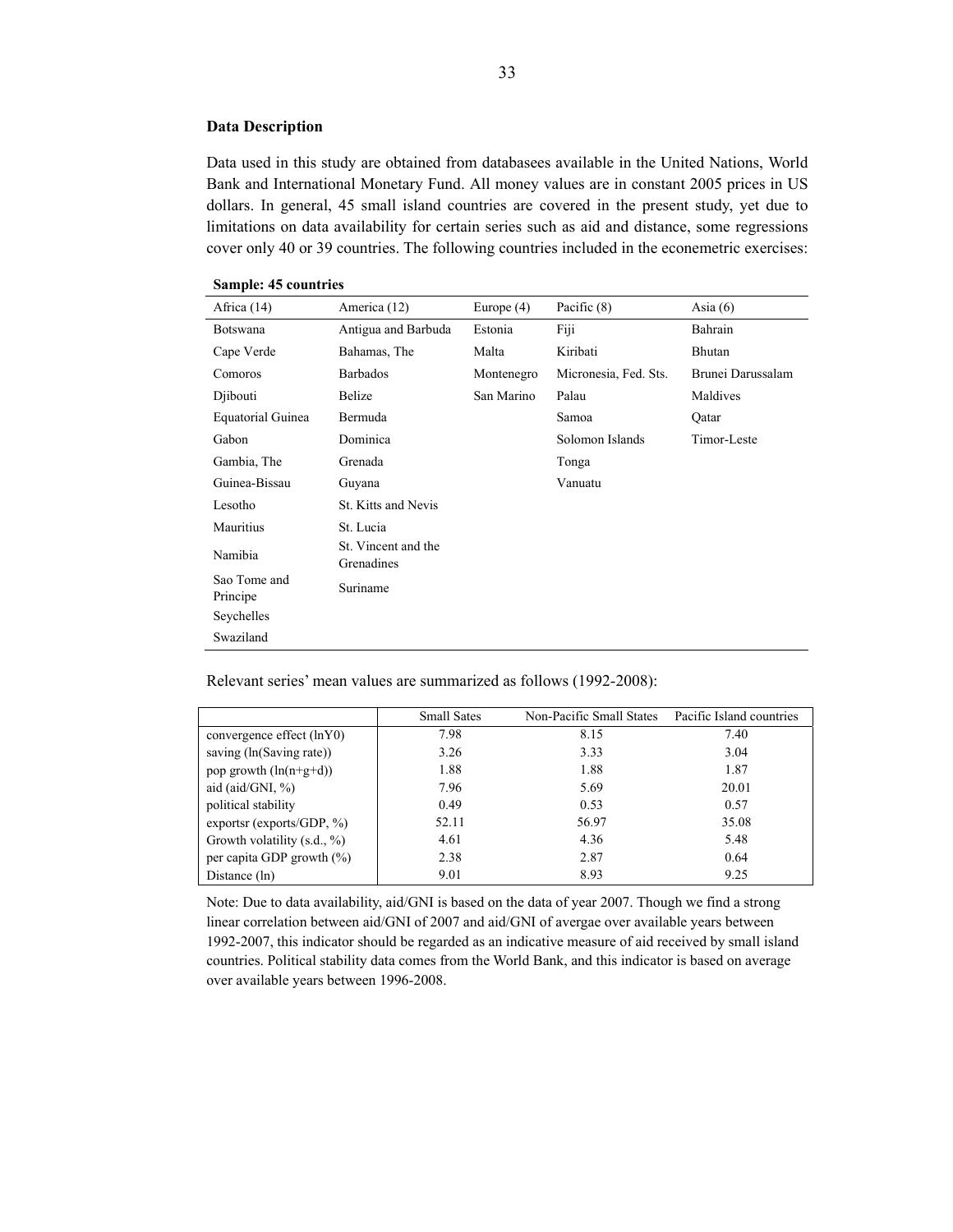**Data Description**

Data used in this study are obtained from databasees available in the United Nations, World Bank and International Monetary Fund. All money values are in constant 2005 prices in US dollars. In general, 45 small island countries are covered in the present study, yet due to limitations on data availability for certain series such as aid and distance, some regressions cover only 40 or 39 countries. The following countries included in the econemetric exercises:

**Sample: 45 countries**

| Africa (14) | America (12) | Europe (4) | Pacific (8) | Asia (6) |
|---|---|---|---|---|
| Botswana | Antigua and Barbuda | Estonia | Fiji | Bahrain |
| Cape Verde | Bahamas, The | Malta | Kiribati | Bhutan |
| Comoros | Barbados | Montenegro | Micronesia, Fed. Sts. | Brunei Darussalam |
| Djibouti | Belize | San Marino | Palau | Maldives |
| Equatorial Guinea | Bermuda | | Samoa | Qatar |
| Gabon | Dominica | | Solomon Islands | Timor-Leste |
| Gambia, The | Grenada | | Tonga | |
| Guinea-Bissau | Guyana | | Vanuatu | |
| Lesotho | St. Kitts and Nevis | | | |
| Mauritius | St. Lucia | | | |
| Namibia | St. Vincent and the Grenadines | | | |
| Sao Tome and Principe | Suriname | | | |
| Seychelles | | | | |
| Swaziland | | | | |

Relevant series' mean values are summarized as follows (1992-2008):

| | Small Sates | Non-Pacific Small States | Pacific Island countries |
|---|---|---|---|
| convergence effect (lnY0) | 7.98 | 8.15 | 7.40 |
| saving (ln(Saving rate)) | 3.26 | 3.33 | 3.04 |
| pop growth (ln(n+g+d)) | 1.88 | 1.88 | 1.87 |
| aid (aid/GNI, %) | 7.96 | 5.69 | 20.01 |
| political stability | 0.49 | 0.53 | 0.57 |
| exportsr (exports/GDP, %) | 52.11 | 56.97 | 35.08 |
| Growth volatility (s.d., %) | 4.61 | 4.36 | 5.48 |
| per capita GDP growth (%) | 2.38 | 2.87 | 0.64 |
| Distance (ln) | 9.01 | 8.93 | 9.25 |

Note: Due to data availability, aid/GNI is based on the data of year 2007. Though we find a strong linear correlation between aid/GNI of 2007 and aid/GNI of avergae over available years between 1992-2007, this indicator should be regarded as an indicative measure of aid received by small island countries. Political stability data comes from the World Bank, and this indicator is based on average over available years between 1996-2008.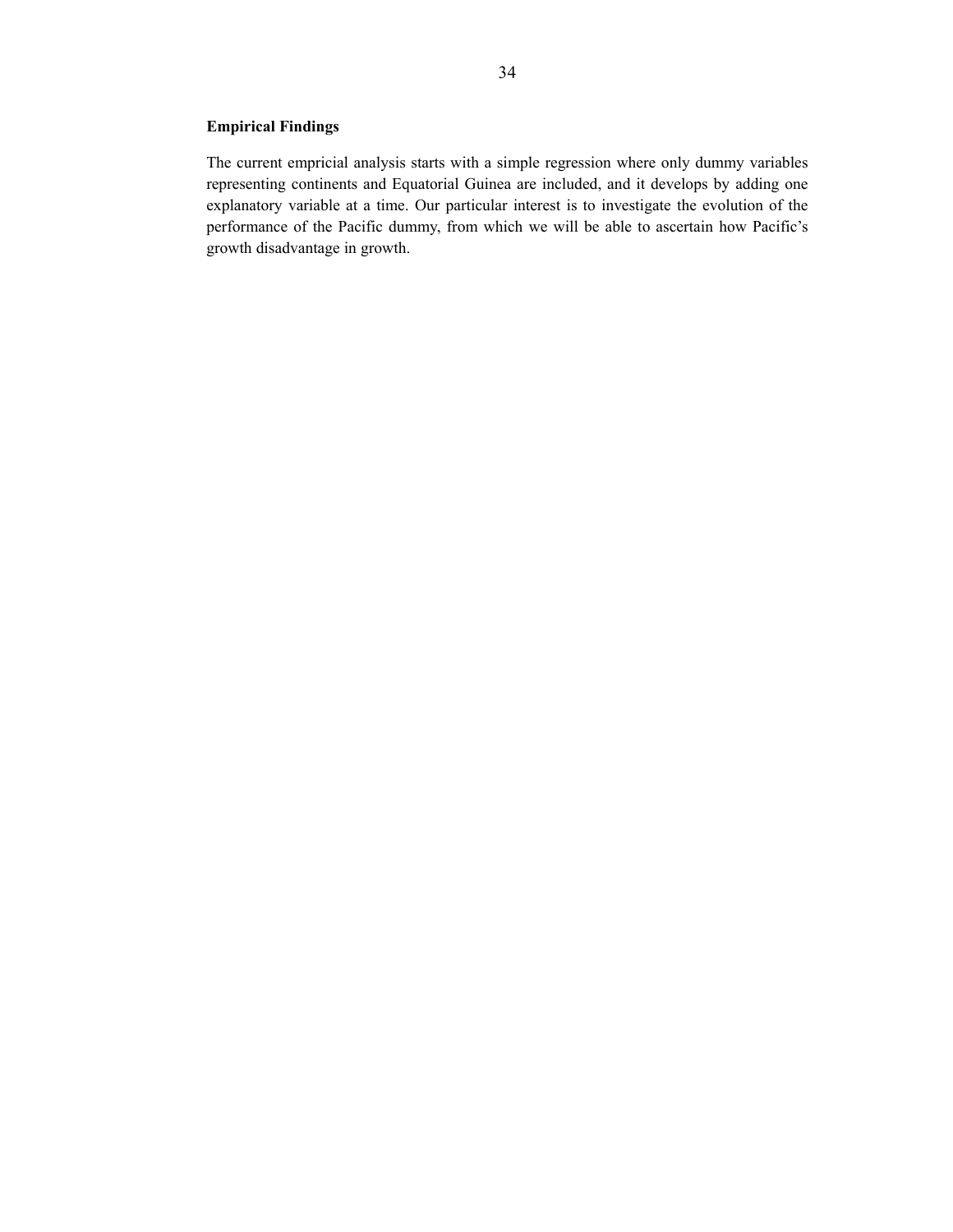**Empirical Findings**

The current empricial analysis starts with a simple regression where only dummy variables representing continents and Equatorial Guinea are included, and it develops by adding one explanatory variable at a time. Our particular interest is to investigate the evolution of the performance of the Pacific dummy, from which we will be able to ascertain how Pacific's growth disadvantage in growth.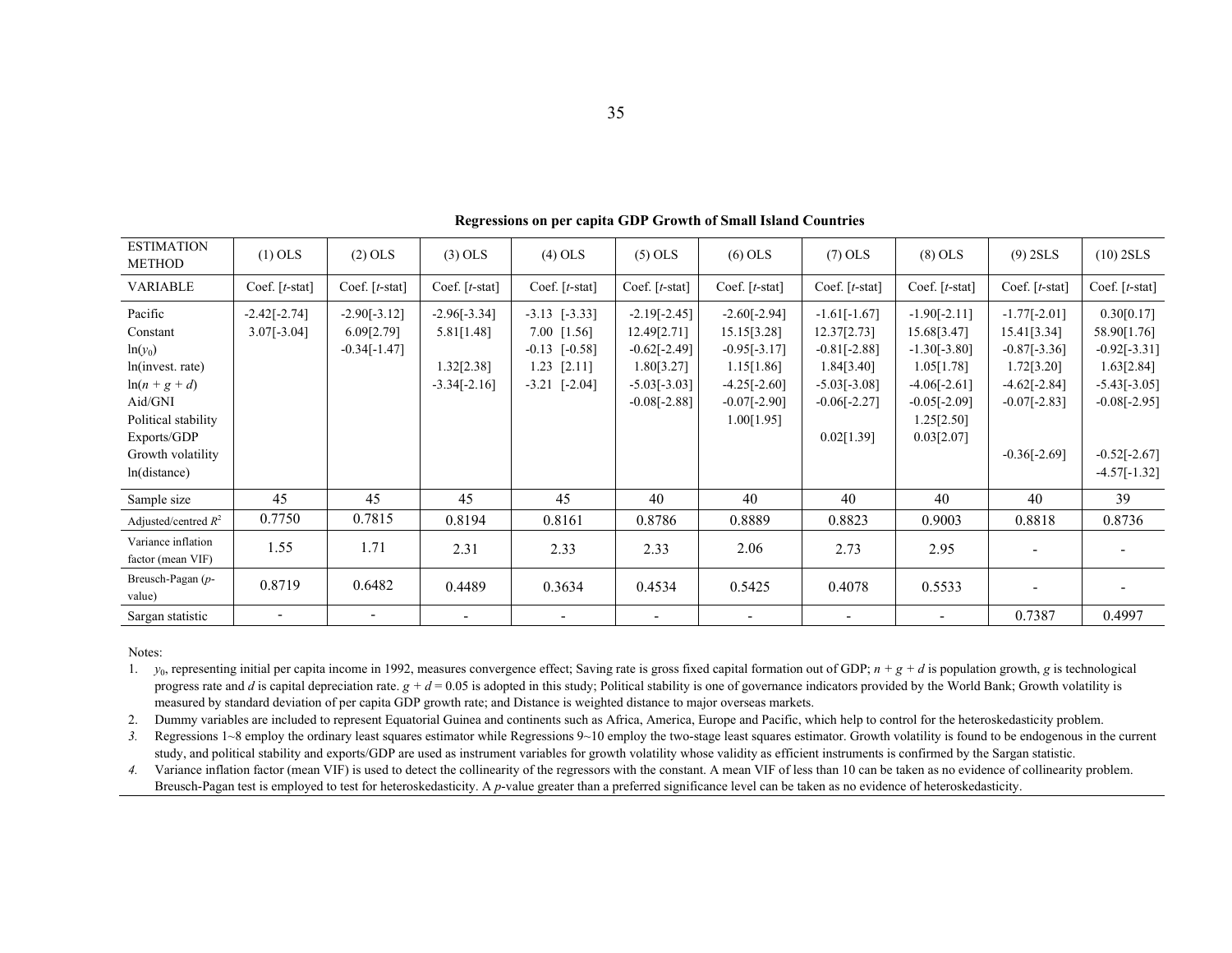**Regressions on per capita GDP Growth of Small Island Countries**

| ESTIMATION METHOD | (1) OLS | (2) OLS | (3) OLS | (4) OLS | (5) OLS | (6) OLS | (7) OLS | (8) OLS | (9) 2SLS | (10) 2SLS |
|---|---|---|---|---|---|---|---|---|---|---|
| VARIABLE | Coef. [*t*-stat] | Coef. [*t*-stat] | Coef. [*t*-stat] | Coef. [*t*-stat] | Coef. [*t*-stat] | Coef. [*t*-stat] | Coef. [*t*-stat] | Coef. [*t*-stat] | Coef. [*t*-stat] | Coef. [*t*-stat] |
| Pacific | -2.42[-2.74] | -2.90[-3.12] | -2.96[-3.34] | -3.13 [-3.33] | -2.19[-2.45] | -2.60[-2.94] | -1.61[-1.67] | -1.90[-2.11] | -1.77[-2.01] | 0.30[0.17] |
| Constant | 3.07[-3.04] | 6.09[2.79] | 5.81[1.48] | 7.00 [1.56] | 12.49[2.71] | 15.15[3.28] | 12.37[2.73] | 15.68[3.47] | 15.41[3.34] | 58.90[1.76] |
| $\ln(y_0)$ | | -0.34[-1.47] | | -0.13 [-0.58] | -0.62[-2.49] | -0.95[-3.17] | -0.81[-2.88] | -1.30[-3.80] | -0.87[-3.36] | -0.92[-3.31] |
| ln(invest. rate) | | | 1.32[2.38] | 1.23 [2.11] | 1.80[3.27] | 1.15[1.86] | 1.84[3.40] | 1.05[1.78] | 1.72[3.20] | 1.63[2.84] |
| $\ln(n + g + d)$ | | | -3.34[-2.16] | -3.21 [-2.04] | -5.03[-3.03] | -4.25[-2.60] | -5.03[-3.08] | -4.06[-2.61] | -4.62[-2.84] | -5.43[-3.05] |
| Aid/GNI | | | | | -0.08[-2.88] | -0.07[-2.90] | -0.06[-2.27] | -0.05[-2.09] | -0.07[-2.83] | -0.08[-2.95] |
| Political stability | | | | | | 1.00[1.95] | | 1.25[2.50] | | |
| Exports/GDP | | | | | | | 0.02[1.39] | 0.03[2.07] | | |
| Growth volatility | | | | | | | | | -0.36[-2.69] | -0.52[-2.67] |
| ln(distance) | | | | | | | | | | -4.57[-1.32] |
| Sample size | 45 | 45 | 45 | 45 | 40 | 40 | 40 | 40 | 40 | 39 |
| Adjusted/centred $R^2$ | 0.7750 | 0.7815 | 0.8194 | 0.8161 | 0.8786 | 0.8889 | 0.8823 | 0.9003 | 0.8818 | 0.8736 |
| Variance inflation factor (mean VIF) | 1.55 | 1.71 | 2.31 | 2.33 | 2.33 | 2.06 | 2.73 | 2.95 | - | - |
| Breusch-Pagan (*p*-value) | 0.8719 | 0.6482 | 0.4489 | 0.3634 | 0.4534 | 0.5425 | 0.4078 | 0.5533 | - | - |
| Sargan statistic | - | - | - | - | - | - | - | - | 0.7387 | 0.4997 |

Notes:

1. $y_0$, representing initial per capita income in 1992, measures convergence effect; Saving rate is gross fixed capital formation out of GDP; $n + g + d$ is population growth, $g$ is technological progress rate and $d$ is capital depreciation rate. $g + d = 0.05$ is adopted in this study; Political stability is one of governance indicators provided by the World Bank; Growth volatility is measured by standard deviation of per capita GDP growth rate; and Distance is weighted distance to major overseas markets.
2. Dummy variables are included to represent Equatorial Guinea and continents such as Africa, America, Europe and Pacific, which help to control for the heteroskedasticity problem.
3. Regressions 1~8 employ the ordinary least squares estimator while Regressions 9~10 employ the two-stage least squares estimator. Growth volatility is found to be endogenous in the current study, and political stability and exports/GDP are used as instrument variables for growth volatility whose validity as efficient instruments is confirmed by the Sargan statistic.
4. Variance inflation factor (mean VIF) is used to detect the collinearity of the regressors with the constant. A mean VIF of less than 10 can be taken as no evidence of collinearity problem. Breusch-Pagan test is employed to test for heteroskedasticity. A *p*-value greater than a preferred significance level can be taken as no evidence of heteroskedasticity.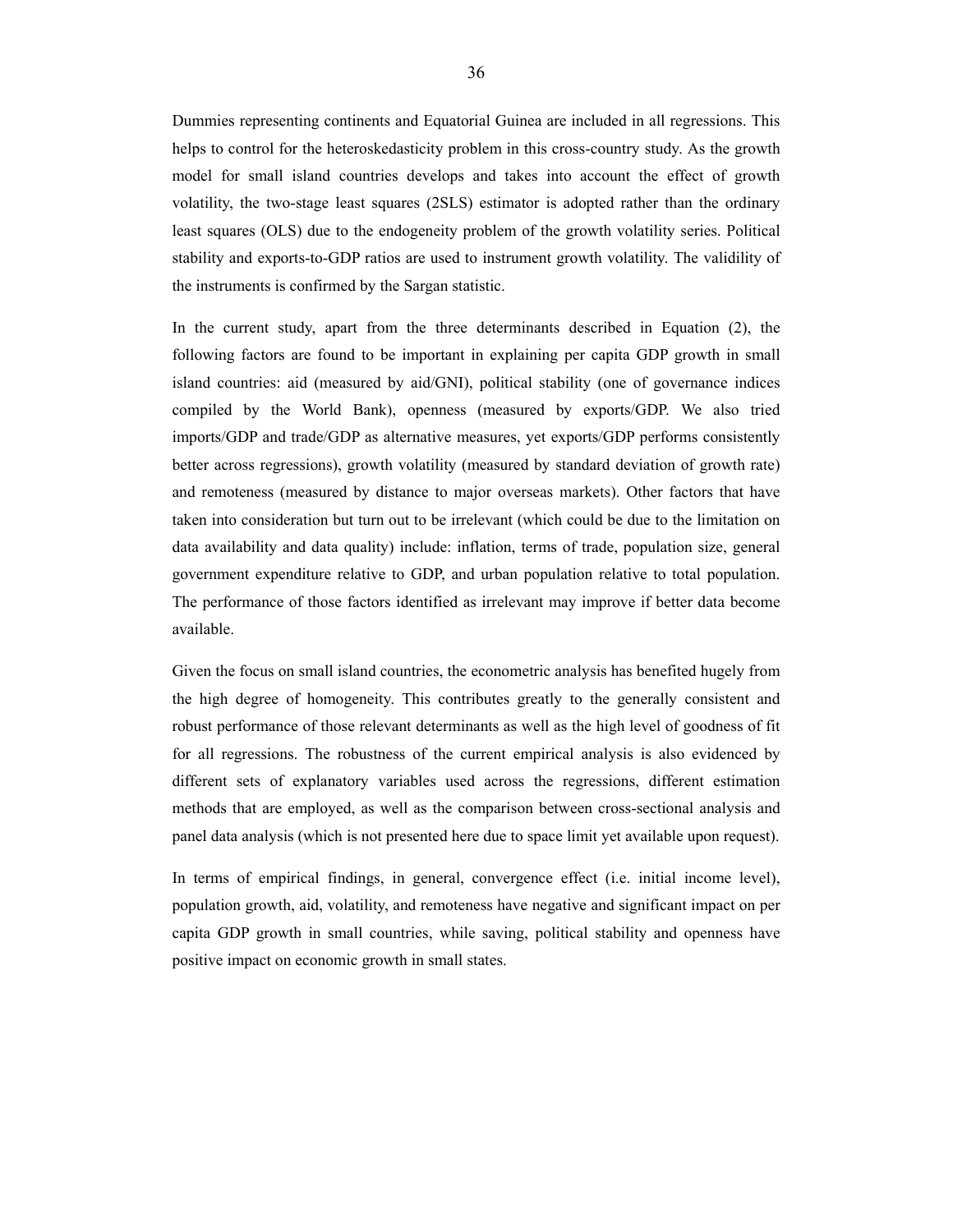Dummies representing continents and Equatorial Guinea are included in all regressions. This helps to control for the heteroskedasticity problem in this cross-country study. As the growth model for small island countries develops and takes into account the effect of growth volatility, the two-stage least squares (2SLS) estimator is adopted rather than the ordinary least squares (OLS) due to the endogeneity problem of the growth volatility series. Political stability and exports-to-GDP ratios are used to instrument growth volatility. The validility of the instruments is confirmed by the Sargan statistic.

In the current study, apart from the three determinants described in Equation (2), the following factors are found to be important in explaining per capita GDP growth in small island countries: aid (measured by aid/GNI), political stability (one of governance indices compiled by the World Bank), openness (measured by exports/GDP. We also tried imports/GDP and trade/GDP as alternative measures, yet exports/GDP performs consistently better across regressions), growth volatility (measured by standard deviation of growth rate) and remoteness (measured by distance to major overseas markets). Other factors that have taken into consideration but turn out to be irrelevant (which could be due to the limitation on data availability and data quality) include: inflation, terms of trade, population size, general government expenditure relative to GDP, and urban population relative to total population. The performance of those factors identified as irrelevant may improve if better data become available.

Given the focus on small island countries, the econometric analysis has benefited hugely from the high degree of homogeneity. This contributes greatly to the generally consistent and robust performance of those relevant determinants as well as the high level of goodness of fit for all regressions. The robustness of the current empirical analysis is also evidenced by different sets of explanatory variables used across the regressions, different estimation methods that are employed, as well as the comparison between cross-sectional analysis and panel data analysis (which is not presented here due to space limit yet available upon request).

In terms of empirical findings, in general, convergence effect (i.e. initial income level), population growth, aid, volatility, and remoteness have negative and significant impact on per capita GDP growth in small countries, while saving, political stability and openness have positive impact on economic growth in small states.